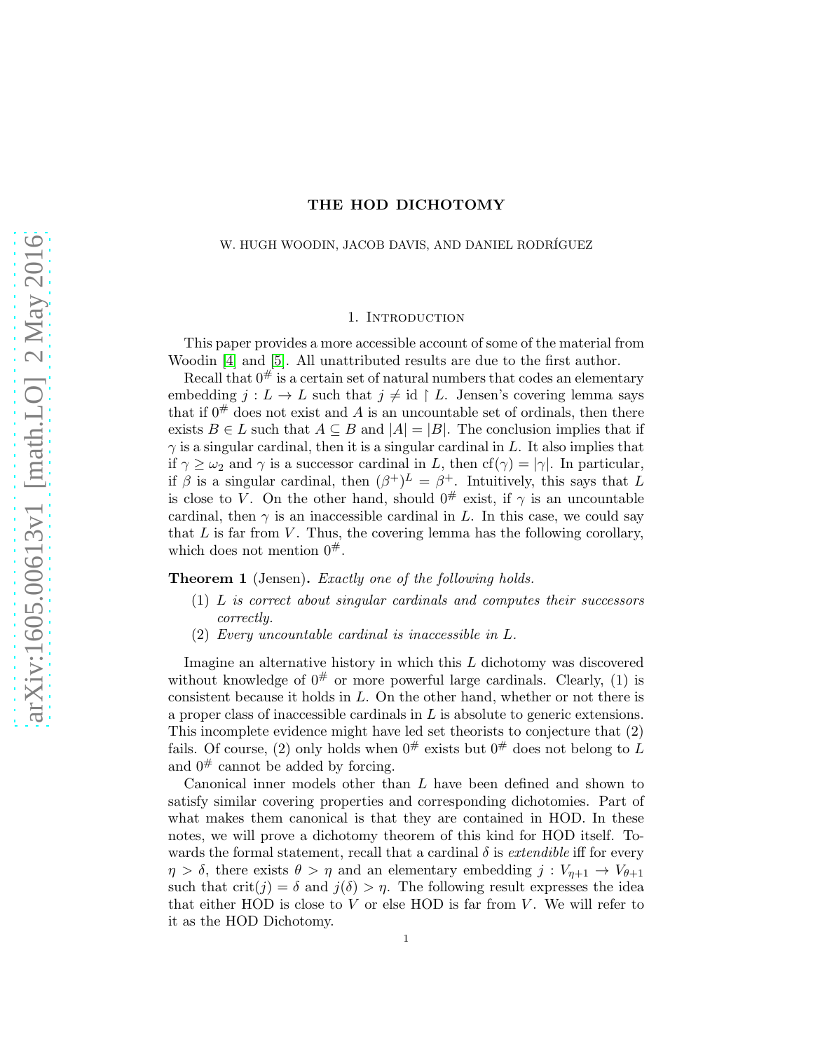# THE HOD DICHOTOMY

W. HUGH WOODIN, JACOB DAVIS, AND DANIEL RODRÍGUEZ

## 1. Introduction

This paper provides a more accessible account of some of the material from Woodin [4] and [5]. All unattributed results are due to the first author.

Recall that $0^\#$ is a certain set of natural numbers that codes an elementary embedding $j : L \to L$ such that $j \neq \text{id} \restriction L$. Jensen's covering lemma says that if $0^\#$ does not exist and $A$ is an uncountable set of ordinals, then there exists $B \in L$ such that $A \subseteq B$ and $|A| = |B|$. The conclusion implies that if $\gamma$ is a singular cardinal, then it is a singular cardinal in $L$. It also implies that if $\gamma \geq \omega_2$ and $\gamma$ is a successor cardinal in $L$, then $\text{cf}(\gamma) = |\gamma|$. In particular, if $\beta$ is a singular cardinal, then $(\beta^+)^L = \beta^+$. Intuitively, this says that $L$ is close to $V$. On the other hand, should $0^\#$ exist, if $\gamma$ is an uncountable cardinal, then $\gamma$ is an inaccessible cardinal in $L$. In this case, we could say that $L$ is far from $V$. Thus, the covering lemma has the following corollary, which does not mention $0^\#$.

**Theorem 1** (Jensen). *Exactly one of the following holds.*

1. *$L$ is correct about singular cardinals and computes their successors correctly.*
2. *Every uncountable cardinal is inaccessible in $L$.*

Imagine an alternative history in which this $L$ dichotomy was discovered without knowledge of $0^\#$ or more powerful large cardinals. Clearly, (1) is consistent because it holds in $L$. On the other hand, whether or not there is a proper class of inaccessible cardinals in $L$ is absolute to generic extensions. This incomplete evidence might have led set theorists to conjecture that (2) fails. Of course, (2) only holds when $0^\#$ exists but $0^\#$ does not belong to $L$ and $0^\#$ cannot be added by forcing.

Canonical inner models other than $L$ have been defined and shown to satisfy similar covering properties and corresponding dichotomies. Part of what makes them canonical is that they are contained in HOD. In these notes, we will prove a dichotomy theorem of this kind for HOD itself. Towards the formal statement, recall that a cardinal $\delta$ is *extendible* iff for every $\eta > \delta$, there exists $\theta > \eta$ and an elementary embedding $j : V_{\eta+1} \to V_{\theta+1}$ such that $\text{crit}(j) = \delta$ and $j(\delta) > \eta$. The following result expresses the idea that either HOD is close to $V$ or else HOD is far from $V$. We will refer to it as the HOD Dichotomy.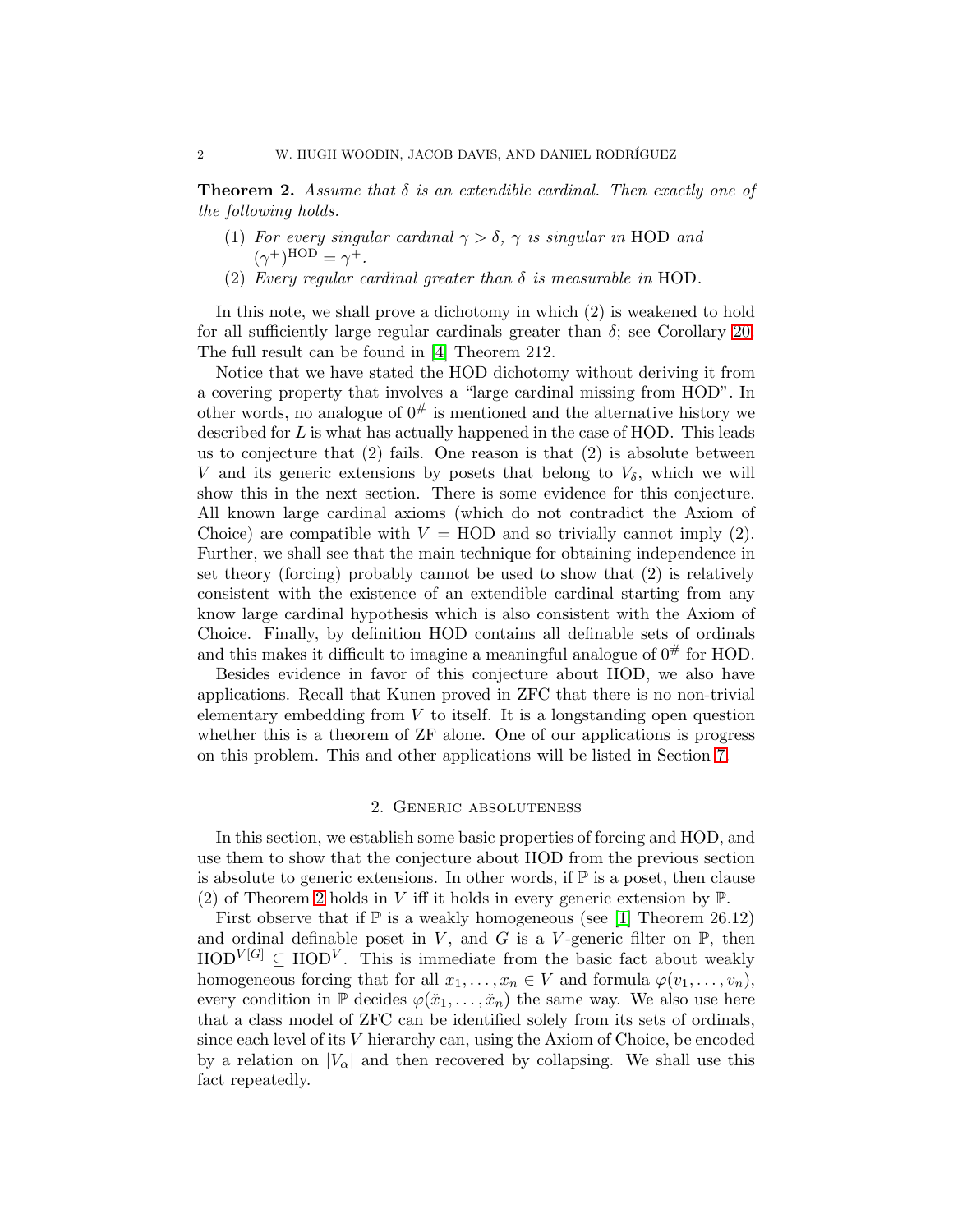**Theorem 2.** *Assume that $\delta$ is an extendible cardinal. Then exactly one of the following holds.*

1. *For every singular cardinal $\gamma > \delta$, $\gamma$ is singular in* HOD *and* $(\gamma^+)^{\mathrm{HOD}} = \gamma^+$.
2. *Every regular cardinal greater than $\delta$ is measurable in* HOD.

In this note, we shall prove a dichotomy in which (2) is weakened to hold for all sufficiently large regular cardinals greater than $\delta$; see Corollary 20. The full result can be found in [4] Theorem 212.

Notice that we have stated the HOD dichotomy without deriving it from a covering property that involves a "large cardinal missing from HOD". In other words, no analogue of $0^\#$ is mentioned and the alternative history we described for $L$ is what has actually happened in the case of HOD. This leads us to conjecture that (2) fails. One reason is that (2) is absolute between $V$ and its generic extensions by posets that belong to $V_\delta$, which we will show this in the next section. There is some evidence for this conjecture. All known large cardinal axioms (which do not contradict the Axiom of Choice) are compatible with $V = \mathrm{HOD}$ and so trivially cannot imply (2). Further, we shall see that the main technique for obtaining independence in set theory (forcing) probably cannot be used to show that (2) is relatively consistent with the existence of an extendible cardinal starting from any know large cardinal hypothesis which is also consistent with the Axiom of Choice. Finally, by definition HOD contains all definable sets of ordinals and this makes it difficult to imagine a meaningful analogue of $0^\#$ for HOD.

Besides evidence in favor of this conjecture about HOD, we also have applications. Recall that Kunen proved in ZFC that there is no non-trivial elementary embedding from $V$ to itself. It is a longstanding open question whether this is a theorem of ZF alone. One of our applications is progress on this problem. This and other applications will be listed in Section 7.

## 2. Generic absoluteness

In this section, we establish some basic properties of forcing and HOD, and use them to show that the conjecture about HOD from the previous section is absolute to generic extensions. In other words, if $\mathbb{P}$ is a poset, then clause (2) of Theorem 2 holds in $V$ iff it holds in every generic extension by $\mathbb{P}$.

First observe that if $\mathbb{P}$ is a weakly homogeneous (see [1] Theorem 26.12) and ordinal definable poset in $V$, and $G$ is a $V$-generic filter on $\mathbb{P}$, then $\mathrm{HOD}^{V[G]} \subseteq \mathrm{HOD}^V$. This is immediate from the basic fact about weakly homogeneous forcing that for all $x_1, \ldots, x_n \in V$ and formula $\varphi(v_1, \ldots, v_n)$, every condition in $\mathbb{P}$ decides $\varphi(\check{x}_1, \ldots, \check{x}_n)$ the same way. We also use here that a class model of ZFC can be identified solely from its sets of ordinals, since each level of its $V$ hierarchy can, using the Axiom of Choice, be encoded by a relation on $|V_\alpha|$ and then recovered by collapsing. We shall use this fact repeatedly.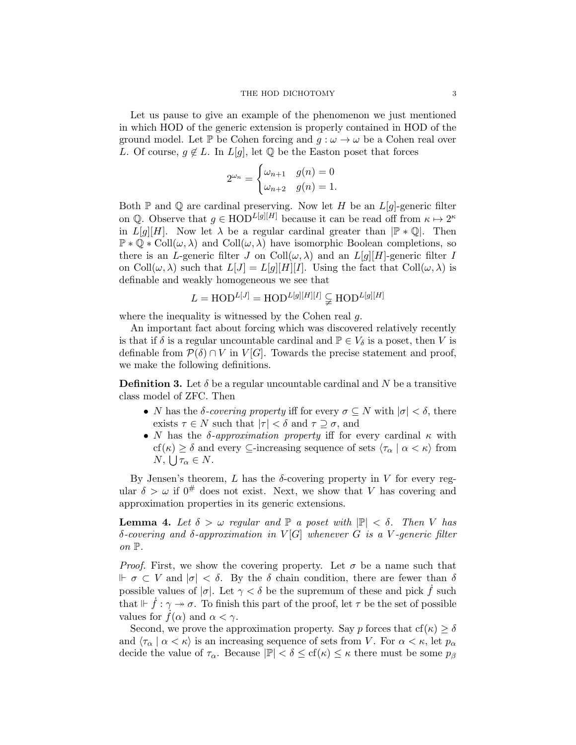Let us pause to give an example of the phenomenon we just mentioned in which HOD of the generic extension is properly contained in HOD of the ground model. Let $\mathbb{P}$ be Cohen forcing and $g : \omega \to \omega$ be a Cohen real over $L$. Of course, $g \notin L$. In $L[g]$, let $\mathbb{Q}$ be the Easton poset that forces

$$2^{\omega_n} = \begin{cases} \omega_{n+1} & g(n) = 0 \\ \omega_{n+2} & g(n) = 1. \end{cases}$$

Both $\mathbb{P}$ and $\mathbb{Q}$ are cardinal preserving. Now let $H$ be an $L[g]$-generic filter on $\mathbb{Q}$. Observe that $g \in \mathrm{HOD}^{L[g][H]}$ because it can be read off from $\kappa \mapsto 2^\kappa$ in $L[g][H]$. Now let $\lambda$ be a regular cardinal greater than $|\mathbb{P} * \mathbb{Q}|$. Then $\mathbb{P} * \mathbb{Q} * \mathrm{Coll}(\omega, \lambda)$ and $\mathrm{Coll}(\omega, \lambda)$ have isomorphic Boolean completions, so there is an $L$-generic filter $J$ on $\mathrm{Coll}(\omega, \lambda)$ and an $L[g][H]$-generic filter $I$ on $\mathrm{Coll}(\omega, \lambda)$ such that $L[J] = L[g][H][I]$. Using the fact that $\mathrm{Coll}(\omega, \lambda)$ is definable and weakly homogeneous we see that

$$L = \mathrm{HOD}^{L[J]} = \mathrm{HOD}^{L[g][H][I]} \subsetneq \mathrm{HOD}^{L[g][H]}$$

where the inequality is witnessed by the Cohen real $g$.

An important fact about forcing which was discovered relatively recently is that if $\delta$ is a regular uncountable cardinal and $\mathbb{P} \in V_\delta$ is a poset, then $V$ is definable from $\mathcal{P}(\delta) \cap V$ in $V[G]$. Towards the precise statement and proof, we make the following definitions.

**Definition 3.** Let $\delta$ be a regular uncountable cardinal and $N$ be a transitive class model of ZFC. Then

- $N$ has the *$\delta$-covering property* iff for every $\sigma \subseteq N$ with $|\sigma| < \delta$, there exists $\tau \in N$ such that $|\tau| < \delta$ and $\tau \supseteq \sigma$, and
- $N$ has the *$\delta$-approximation property* iff for every cardinal $\kappa$ with $\mathrm{cf}(\kappa) \geq \delta$ and every $\subseteq$-increasing sequence of sets $\langle \tau_\alpha \mid \alpha < \kappa \rangle$ from $N$, $\bigcup \tau_\alpha \in N$.

By Jensen's theorem, $L$ has the $\delta$-covering property in $V$ for every regular $\delta > \omega$ if $0^\#$ does not exist. Next, we show that $V$ has covering and approximation properties in its generic extensions.

**Lemma 4.** *Let $\delta > \omega$ regular and $\mathbb{P}$ a poset with $|\mathbb{P}| < \delta$. Then $V$ has $\delta$-covering and $\delta$-approximation in $V[G]$ whenever $G$ is a $V$-generic filter on $\mathbb{P}$.*

*Proof.* First, we show the covering property. Let $\sigma$ be a name such that $\Vdash \sigma \subset V$ and $|\sigma| < \delta$. By the $\delta$ chain condition, there are fewer than $\delta$ possible values of $|\sigma|$. Let $\gamma < \delta$ be the supremum of these and pick $\dot{f}$ such that $\Vdash \dot{f} : \gamma \twoheadrightarrow \sigma$. To finish this part of the proof, let $\tau$ be the set of possible values for $\dot{f}(\alpha)$ and $\alpha < \gamma$.

Second, we prove the approximation property. Say $p$ forces that $\mathrm{cf}(\kappa) \geq \delta$ and $\langle \tau_\alpha \mid \alpha < \kappa \rangle$ is an increasing sequence of sets from $V$. For $\alpha < \kappa$, let $p_\alpha$ decide the value of $\tau_\alpha$. Because $|\mathbb{P}| < \delta \leq \mathrm{cf}(\kappa) \leq \kappa$ there must be some $p_\beta$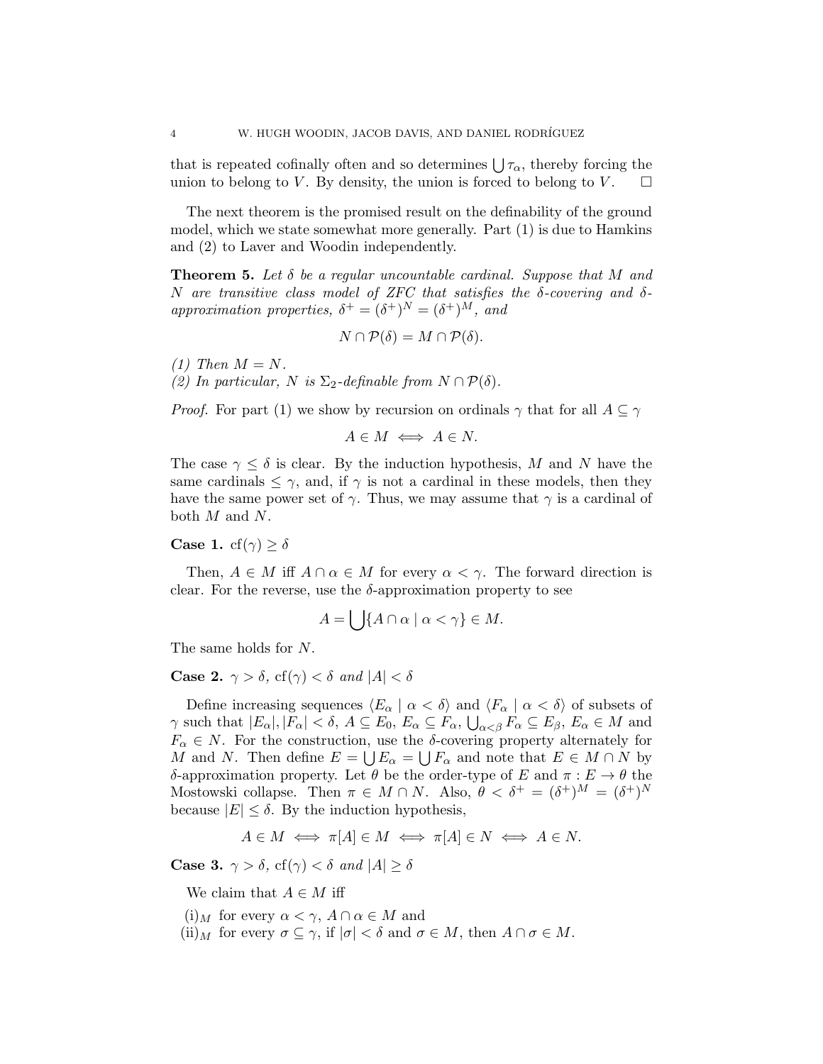that is repeated cofinally often and so determines $\bigcup \tau_\alpha$, thereby forcing the union to belong to $V$. By density, the union is forced to belong to $V$. $\square$

The next theorem is the promised result on the definability of the ground model, which we state somewhat more generally. Part (1) is due to Hamkins and (2) to Laver and Woodin independently.

**Theorem 5.** *Let $\delta$ be a regular uncountable cardinal. Suppose that $M$ and $N$ are transitive class model of ZFC that satisfies the $\delta$-covering and $\delta$-approximation properties, $\delta^+ = (\delta^+)^N = (\delta^+)^M$, and*

$$N \cap \mathcal{P}(\delta) = M \cap \mathcal{P}(\delta).$$

*(1) Then $M = N$.*
*(2) In particular, $N$ is $\Sigma_2$-definable from $N \cap \mathcal{P}(\delta)$.*

*Proof.* For part (1) we show by recursion on ordinals $\gamma$ that for all $A \subseteq \gamma$

$$A \in M \iff A \in N.$$

The case $\gamma \leq \delta$ is clear. By the induction hypothesis, $M$ and $N$ have the same cardinals $\leq \gamma$, and, if $\gamma$ is not a cardinal in these models, then they have the same power set of $\gamma$. Thus, we may assume that $\gamma$ is a cardinal of both $M$ and $N$.

**Case 1.** $\mathrm{cf}(\gamma) \geq \delta$

Then, $A \in M$ iff $A \cap \alpha \in M$ for every $\alpha < \gamma$. The forward direction is clear. For the reverse, use the $\delta$-approximation property to see

$$A = \bigcup \{A \cap \alpha \mid \alpha < \gamma\} \in M.$$

The same holds for $N$.

**Case 2.** *$\gamma > \delta$, $\mathrm{cf}(\gamma) < \delta$ and $|A| < \delta$*

Define increasing sequences $\langle E_\alpha \mid \alpha < \delta \rangle$ and $\langle F_\alpha \mid \alpha < \delta \rangle$ of subsets of $\gamma$ such that $|E_\alpha|, |F_\alpha| < \delta$, $A \subseteq E_0$, $E_\alpha \subseteq F_\alpha$, $\bigcup_{\alpha < \beta} F_\alpha \subseteq E_\beta$, $E_\alpha \in M$ and $F_\alpha \in N$. For the construction, use the $\delta$-covering property alternately for $M$ and $N$. Then define $E = \bigcup E_\alpha = \bigcup F_\alpha$ and note that $E \in M \cap N$ by $\delta$-approximation property. Let $\theta$ be the order-type of $E$ and $\pi : E \to \theta$ the Mostowski collapse. Then $\pi \in M \cap N$. Also, $\theta < \delta^+ = (\delta^+)^M = (\delta^+)^N$ because $|E| \leq \delta$. By the induction hypothesis,

$$A \in M \iff \pi[A] \in M \iff \pi[A] \in N \iff A \in N.$$

**Case 3.** *$\gamma > \delta$, $\mathrm{cf}(\gamma) < \delta$ and $|A| \geq \delta$*

We claim that $A \in M$ iff

(i)$_M$ for every $\alpha < \gamma$, $A \cap \alpha \in M$ and
(ii)$_M$ for every $\sigma \subseteq \gamma$, if $|\sigma| < \delta$ and $\sigma \in M$, then $A \cap \sigma \in M$.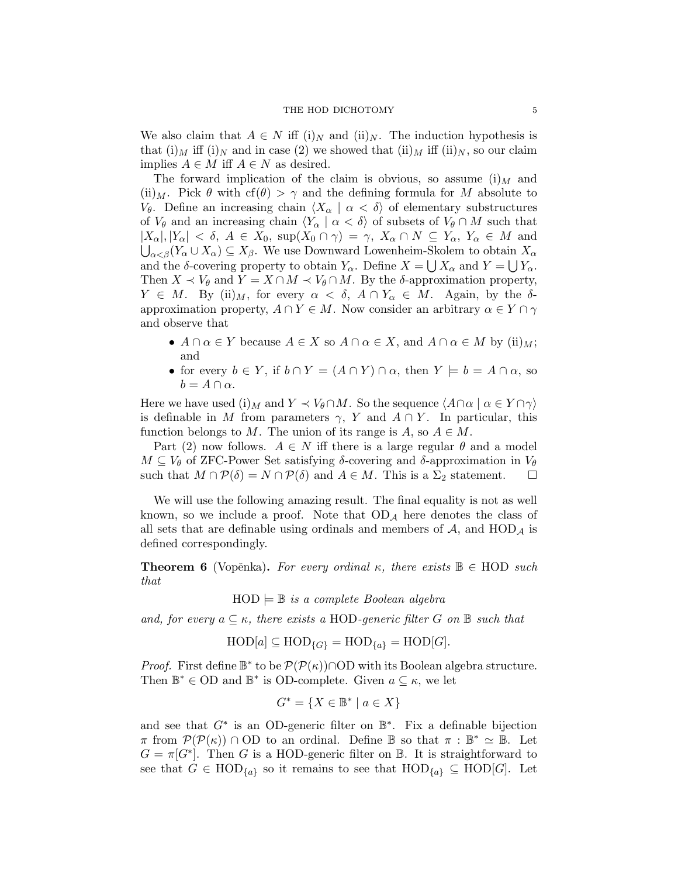We also claim that $A \in N$ iff (i)$_N$ and (ii)$_N$. The induction hypothesis is that (i)$_M$ iff (i)$_N$ and in case (2) we showed that (ii)$_M$ iff (ii)$_N$, so our claim implies $A \in M$ iff $A \in N$ as desired.

The forward implication of the claim is obvious, so assume (i)$_M$ and (ii)$_M$. Pick $\theta$ with $\mathrm{cf}(\theta) > \gamma$ and the defining formula for $M$ absolute to $V_\theta$. Define an increasing chain $\langle X_\alpha \mid \alpha < \delta \rangle$ of elementary substructures of $V_\theta$ and an increasing chain $\langle Y_\alpha \mid \alpha < \delta \rangle$ of subsets of $V_\theta \cap M$ such that $|X_\alpha|, |Y_\alpha| < \delta$, $A \in X_0$, $\sup(X_0 \cap \gamma) = \gamma$, $X_\alpha \cap N \subseteq Y_\alpha$, $Y_\alpha \in M$ and $\bigcup_{\alpha<\beta}(Y_\alpha \cup X_\alpha) \subseteq X_\beta$. We use Downward Lowenheim-Skolem to obtain $X_\alpha$ and the $\delta$-covering property to obtain $Y_\alpha$. Define $X = \bigcup X_\alpha$ and $Y = \bigcup Y_\alpha$. Then $X \prec V_\theta$ and $Y = X \cap M \prec V_\theta \cap M$. By the $\delta$-approximation property, $Y \in M$. By (ii)$_M$, for every $\alpha < \delta$, $A \cap Y_\alpha \in M$. Again, by the $\delta$-approximation property, $A \cap Y \in M$. Now consider an arbitrary $\alpha \in Y \cap \gamma$ and observe that

- $A \cap \alpha \in Y$ because $A \in X$ so $A \cap \alpha \in X$, and $A \cap \alpha \in M$ by (ii)$_M$; and
- for every $b \in Y$, if $b \cap Y = (A \cap Y) \cap \alpha$, then $Y \models b = A \cap \alpha$, so $b = A \cap \alpha$.

Here we have used (i)$_M$ and $Y \prec V_\theta \cap M$. So the sequence $\langle A \cap \alpha \mid \alpha \in Y \cap \gamma \rangle$ is definable in $M$ from parameters $\gamma$, $Y$ and $A \cap Y$. In particular, this function belongs to $M$. The union of its range is $A$, so $A \in M$.

Part (2) now follows. $A \in N$ iff there is a large regular $\theta$ and a model $M \subseteq V_\theta$ of ZFC-Power Set satisfying $\delta$-covering and $\delta$-approximation in $V_\theta$ such that $M \cap \mathcal{P}(\delta) = N \cap \mathcal{P}(\delta)$ and $A \in M$. This is a $\Sigma_2$ statement. $\square$

We will use the following amazing result. The final equality is not as well known, so we include a proof. Note that $\mathrm{OD}_{\mathcal{A}}$ here denotes the class of all sets that are definable using ordinals and members of $\mathcal{A}$, and $\mathrm{HOD}_{\mathcal{A}}$ is defined correspondingly.

**Theorem 6** (Vopěnka). *For every ordinal $\kappa$, there exists $\mathbb{B} \in \mathrm{HOD}$ such that*

$$\mathrm{HOD} \models \mathbb{B} \text{ is a complete Boolean algebra}$$

*and, for every $a \subseteq \kappa$, there exists a HOD-generic filter $G$ on $\mathbb{B}$ such that*

$$\mathrm{HOD}[a] \subseteq \mathrm{HOD}_{\{G\}} = \mathrm{HOD}_{\{a\}} = \mathrm{HOD}[G].$$

*Proof.* First define $\mathbb{B}^*$ to be $\mathcal{P}(\mathcal{P}(\kappa)) \cap \mathrm{OD}$ with its Boolean algebra structure. Then $\mathbb{B}^* \in \mathrm{OD}$ and $\mathbb{B}^*$ is OD-complete. Given $a \subseteq \kappa$, we let

$$G^* = \{X \in \mathbb{B}^* \mid a \in X\}$$

and see that $G^*$ is an OD-generic filter on $\mathbb{B}^*$. Fix a definable bijection $\pi$ from $\mathcal{P}(\mathcal{P}(\kappa)) \cap \mathrm{OD}$ to an ordinal. Define $\mathbb{B}$ so that $\pi : \mathbb{B}^* \simeq \mathbb{B}$. Let $G = \pi[G^*]$. Then $G$ is a HOD-generic filter on $\mathbb{B}$. It is straightforward to see that $G \in \mathrm{HOD}_{\{a\}}$ so it remains to see that $\mathrm{HOD}_{\{a\}} \subseteq \mathrm{HOD}[G]$. Let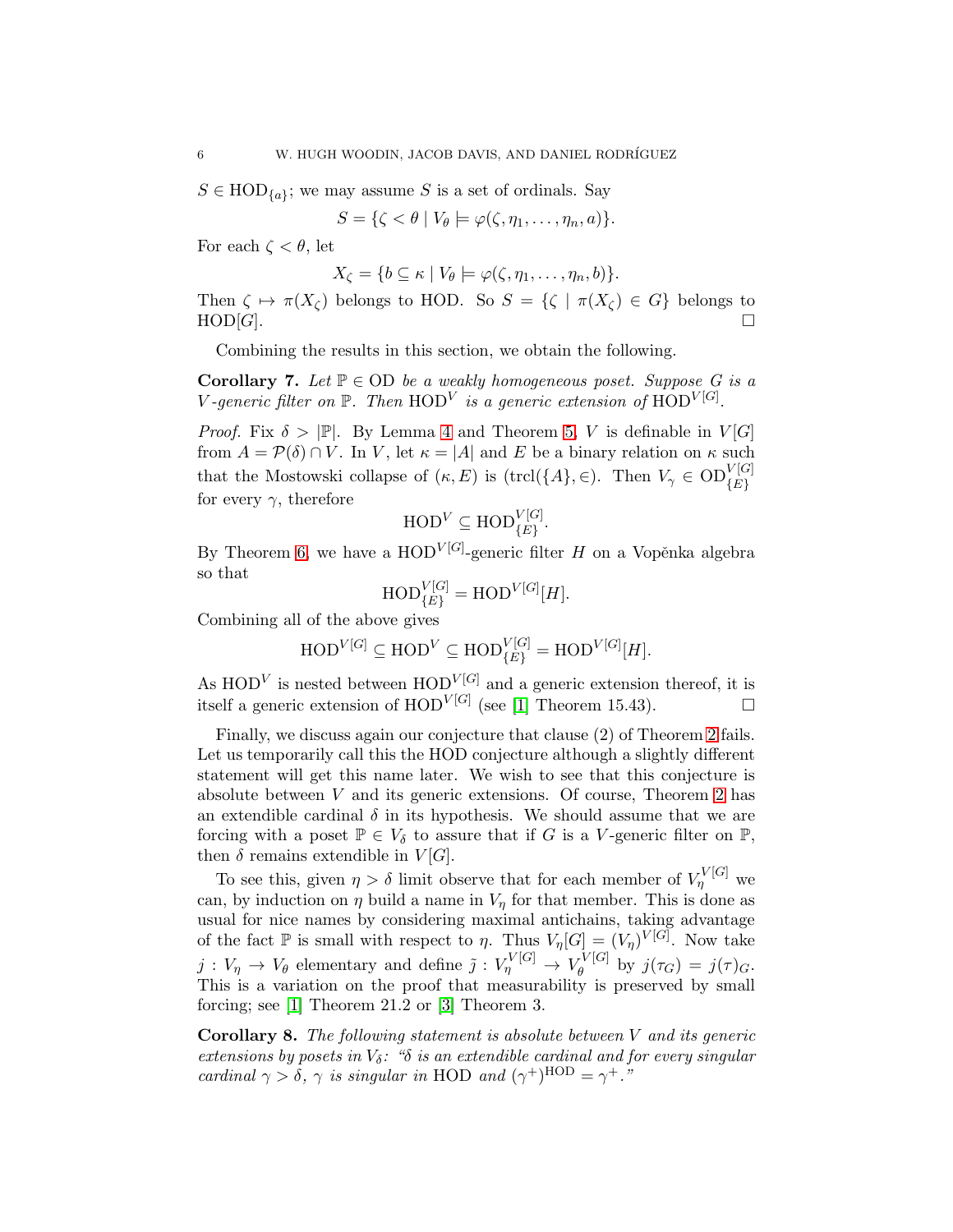$S \in \mathrm{HOD}_{\{a\}}$; we may assume $S$ is a set of ordinals. Say

$$S = \{\zeta < \theta \mid V_\theta \models \varphi(\zeta, \eta_1, \ldots, \eta_n, a)\}.$$

For each $\zeta < \theta$, let

$$X_\zeta = \{b \subseteq \kappa \mid V_\theta \models \varphi(\zeta, \eta_1, \ldots, \eta_n, b)\}.$$

Then $\zeta \mapsto \pi(X_\zeta)$ belongs to HOD. So $S = \{\zeta \mid \pi(X_\zeta) \in G\}$ belongs to $\mathrm{HOD}[G]$. □

Combining the results in this section, we obtain the following.

**Corollary 7.** *Let $\mathbb{P} \in \mathrm{OD}$ be a weakly homogeneous poset. Suppose $G$ is a $V$-generic filter on $\mathbb{P}$. Then $\mathrm{HOD}^V$ is a generic extension of $\mathrm{HOD}^{V[G]}$.*

*Proof.* Fix $\delta > |\mathbb{P}|$. By Lemma 4 and Theorem 5, $V$ is definable in $V[G]$ from $A = \mathcal{P}(\delta) \cap V$. In $V$, let $\kappa = |A|$ and $E$ be a binary relation on $\kappa$ such that the Mostowski collapse of $(\kappa, E)$ is $(\mathrm{trcl}(\{A\}, \in)$. Then $V_\gamma \in \mathrm{OD}^{V[G]}_{\{E\}}$ for every $\gamma$, therefore

$$\mathrm{HOD}^V \subseteq \mathrm{HOD}^{V[G]}_{\{E\}}.$$

By Theorem 6, we have a $\mathrm{HOD}^{V[G]}$-generic filter $H$ on a Vopěnka algebra so that

$$\mathrm{HOD}^{V[G]}_{\{E\}} = \mathrm{HOD}^{V[G]}[H].$$

Combining all of the above gives

$$\mathrm{HOD}^{V[G]} \subseteq \mathrm{HOD}^V \subseteq \mathrm{HOD}^{V[G]}_{\{E\}} = \mathrm{HOD}^{V[G]}[H].$$

As $\mathrm{HOD}^V$ is nested between $\mathrm{HOD}^{V[G]}$ and a generic extension thereof, it is itself a generic extension of $\mathrm{HOD}^{V[G]}$ (see [1] Theorem 15.43). □

Finally, we discuss again our conjecture that clause (2) of Theorem 2 fails. Let us temporarily call this the HOD conjecture although a slightly different statement will get this name later. We wish to see that this conjecture is absolute between $V$ and its generic extensions. Of course, Theorem 2 has an extendible cardinal $\delta$ in its hypothesis. We should assume that we are forcing with a poset $\mathbb{P} \in V_\delta$ to assure that if $G$ is a $V$-generic filter on $\mathbb{P}$, then $\delta$ remains extendible in $V[G]$.

To see this, given $\eta > \delta$ limit observe that for each member of $V_\eta^{V[G]}$ we can, by induction on $\eta$ build a name in $V_\eta$ for that member. This is done as usual for nice names by considering maximal antichains, taking advantage of the fact $\mathbb{P}$ is small with respect to $\eta$. Thus $V_\eta[G] = (V_\eta)^{V[G]}$. Now take $j : V_\eta \to V_\theta$ elementary and define $\tilde{j} : V_\eta^{V[G]} \to V_\theta^{V[G]}$ by $j(\tau_G) = j(\tau)_G$. This is a variation on the proof that measurability is preserved by small forcing; see [1] Theorem 21.2 or [3] Theorem 3.

**Corollary 8.** *The following statement is absolute between $V$ and its generic extensions by posets in $V_\delta$: "$\delta$ is an extendible cardinal and for every singular cardinal $\gamma > \delta$, $\gamma$ is singular in HOD and $(\gamma^+)^{\mathrm{HOD}} = \gamma^+$."*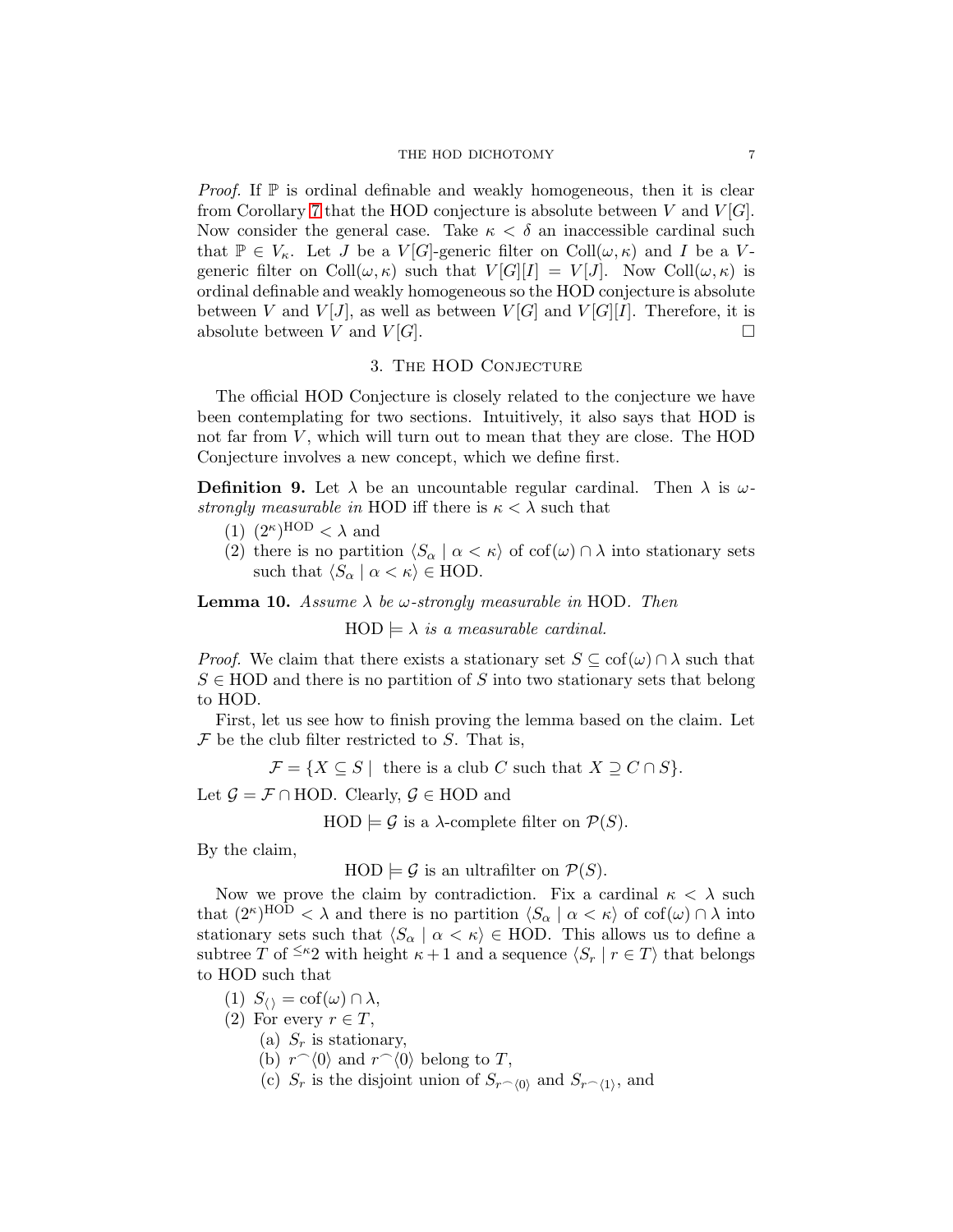*Proof.* If $\mathbb{P}$ is ordinal definable and weakly homogeneous, then it is clear from Corollary 7 that the HOD conjecture is absolute between $V$ and $V[G]$. Now consider the general case. Take $\kappa < \delta$ an inaccessible cardinal such that $\mathbb{P} \in V_\kappa$. Let $J$ be a $V[G]$-generic filter on $\text{Coll}(\omega, \kappa)$ and $I$ be a $V$-generic filter on $\text{Coll}(\omega, \kappa)$ such that $V[G][I] = V[J]$. Now $\text{Coll}(\omega, \kappa)$ is ordinal definable and weakly homogeneous so the HOD conjecture is absolute between $V$ and $V[J]$, as well as between $V[G]$ and $V[G][I]$. Therefore, it is absolute between $V$ and $V[G]$. $\square$

## 3. The HOD Conjecture

The official HOD Conjecture is closely related to the conjecture we have been contemplating for two sections. Intuitively, it also says that HOD is not far from $V$, which will turn out to mean that they are close. The HOD Conjecture involves a new concept, which we define first.

**Definition 9.** Let $\lambda$ be an uncountable regular cardinal. Then $\lambda$ is *$\omega$-strongly measurable in* HOD iff there is $\kappa < \lambda$ such that

1. $(2^\kappa)^{\text{HOD}} < \lambda$ and
2. there is no partition $\langle S_\alpha \mid \alpha < \kappa \rangle$ of $\text{cof}(\omega) \cap \lambda$ into stationary sets such that $\langle S_\alpha \mid \alpha < \kappa \rangle \in \text{HOD}$.

**Lemma 10.** *Assume $\lambda$ be $\omega$-strongly measurable in* HOD. *Then*

$$\text{HOD} \models \lambda \textit{ is a measurable cardinal.}$$

*Proof.* We claim that there exists a stationary set $S \subseteq \text{cof}(\omega) \cap \lambda$ such that $S \in \text{HOD}$ and there is no partition of $S$ into two stationary sets that belong to HOD.

First, let us see how to finish proving the lemma based on the claim. Let $\mathcal{F}$ be the club filter restricted to $S$. That is,

$$\mathcal{F} = \{X \subseteq S \mid \text{ there is a club } C \text{ such that } X \supseteq C \cap S\}.$$

Let $\mathcal{G} = \mathcal{F} \cap \text{HOD}$. Clearly, $\mathcal{G} \in \text{HOD}$ and

$$\text{HOD} \models \mathcal{G} \text{ is a } \lambda\text{-complete filter on } \mathcal{P}(S).$$

By the claim,

$$\text{HOD} \models \mathcal{G} \text{ is an ultrafilter on } \mathcal{P}(S).$$

Now we prove the claim by contradiction. Fix a cardinal $\kappa < \lambda$ such that $(2^\kappa)^{\text{HOD}} < \lambda$ and there is no partition $\langle S_\alpha \mid \alpha < \kappa \rangle$ of $\text{cof}(\omega) \cap \lambda$ into stationary sets such that $\langle S_\alpha \mid \alpha < \kappa \rangle \in \text{HOD}$. This allows us to define a subtree $T$ of ${}^{\leq\kappa}2$ with height $\kappa + 1$ and a sequence $\langle S_r \mid r \in T \rangle$ that belongs to HOD such that

1. $S_{\langle\rangle} = \text{cof}(\omega) \cap \lambda$,
2. For every $r \in T$,
   (a) $S_r$ is stationary,
   (b) $r^\frown\langle 0 \rangle$ and $r^\frown\langle 0 \rangle$ belong to $T$,
   (c) $S_r$ is the disjoint union of $S_{r^\frown\langle 0 \rangle}$ and $S_{r^\frown\langle 1 \rangle}$, and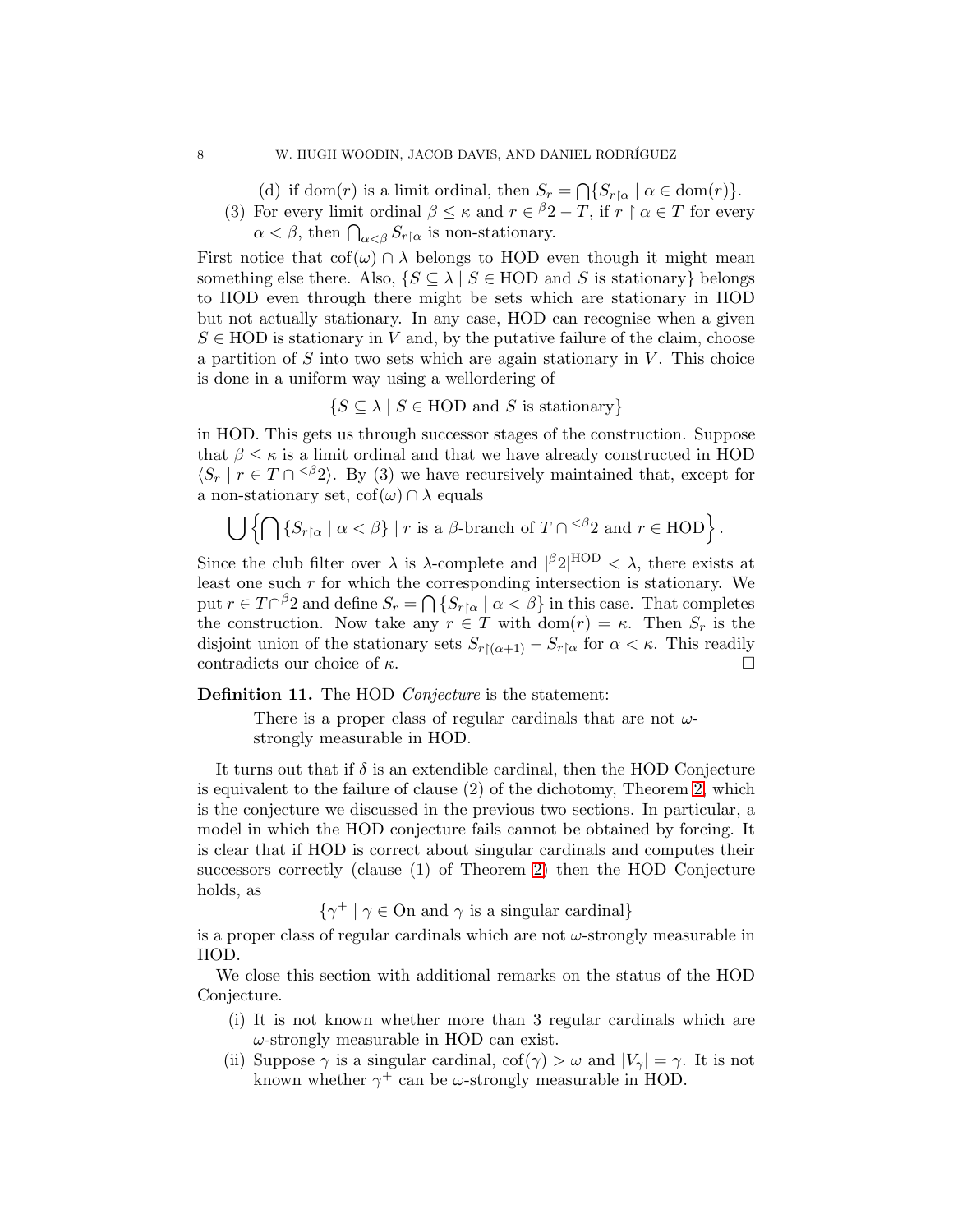(d) if $\text{dom}(r)$ is a limit ordinal, then $S_r = \bigcap\{S_{r\restriction\alpha} \mid \alpha \in \text{dom}(r)\}$.

(3) For every limit ordinal $\beta \leq \kappa$ and $r \in {}^{\beta}2 - T$, if $r \restriction \alpha \in T$ for every $\alpha < \beta$, then $\bigcap_{\alpha<\beta} S_{r\restriction\alpha}$ is non-stationary.

First notice that $\text{cof}(\omega) \cap \lambda$ belongs to HOD even though it might mean something else there. Also, $\{S \subseteq \lambda \mid S \in \text{HOD and } S \text{ is stationary}\}$ belongs to HOD even through there might be sets which are stationary in HOD but not actually stationary. In any case, HOD can recognise when a given $S \in \text{HOD}$ is stationary in $V$ and, by the putative failure of the claim, choose a partition of $S$ into two sets which are again stationary in $V$. This choice is done in a uniform way using a wellordering of

$$\{S \subseteq \lambda \mid S \in \text{HOD and } S \text{ is stationary}\}$$

in HOD. This gets us through successor stages of the construction. Suppose that $\beta \leq \kappa$ is a limit ordinal and that we have already constructed in HOD $\langle S_r \mid r \in T \cap {}^{<\beta}2\rangle$. By (3) we have recursively maintained that, except for a non-stationary set, $\text{cof}(\omega) \cap \lambda$ equals

$$\bigcup\left\{\bigcap\{S_{r\restriction\alpha} \mid \alpha < \beta\} \mid r \text{ is a } \beta\text{-branch of } T \cap {}^{<\beta}2 \text{ and } r \in \text{HOD}\right\}.$$

Since the club filter over $\lambda$ is $\lambda$-complete and $|{}^{\beta}2|^{\text{HOD}} < \lambda$, there exists at least one such $r$ for which the corresponding intersection is stationary. We put $r \in T \cap {}^{\beta}2$ and define $S_r = \bigcap\{S_{r\restriction\alpha} \mid \alpha < \beta\}$ in this case. That completes the construction. Now take any $r \in T$ with $\text{dom}(r) = \kappa$. Then $S_r$ is the disjoint union of the stationary sets $S_{r\restriction(\alpha+1)} - S_{r\restriction\alpha}$ for $\alpha < \kappa$. This readily contradicts our choice of $\kappa$. □

**Definition 11.** The HOD *Conjecture* is the statement:

> There is a proper class of regular cardinals that are not $\omega$-strongly measurable in HOD.

It turns out that if $\delta$ is an extendible cardinal, then the HOD Conjecture is equivalent to the failure of clause (2) of the dichotomy, Theorem 2, which is the conjecture we discussed in the previous two sections. In particular, a model in which the HOD conjecture fails cannot be obtained by forcing. It is clear that if HOD is correct about singular cardinals and computes their successors correctly (clause (1) of Theorem 2) then the HOD Conjecture holds, as

$$\{\gamma^+ \mid \gamma \in \text{On and } \gamma \text{ is a singular cardinal}\}$$

is a proper class of regular cardinals which are not $\omega$-strongly measurable in HOD.

We close this section with additional remarks on the status of the HOD Conjecture.

(i) It is not known whether more than 3 regular cardinals which are $\omega$-strongly measurable in HOD can exist.

(ii) Suppose $\gamma$ is a singular cardinal, $\text{cof}(\gamma) > \omega$ and $|V_\gamma| = \gamma$. It is not known whether $\gamma^+$ can be $\omega$-strongly measurable in HOD.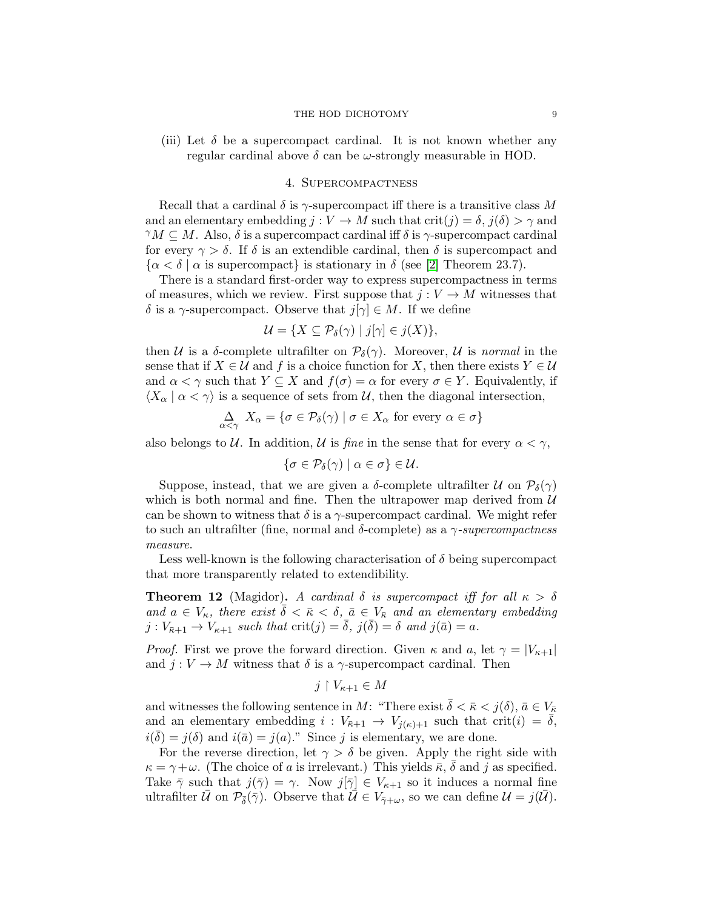(iii) Let $\delta$ be a supercompact cardinal. It is not known whether any regular cardinal above $\delta$ can be $\omega$-strongly measurable in HOD.

## 4. Supercompactness

Recall that a cardinal $\delta$ is $\gamma$-supercompact iff there is a transitive class $M$ and an elementary embedding $j : V \to M$ such that $\operatorname{crit}(j) = \delta$, $j(\delta) > \gamma$ and ${}^{\gamma}M \subseteq M$. Also, $\delta$ is a supercompact cardinal iff $\delta$ is $\gamma$-supercompact cardinal for every $\gamma > \delta$. If $\delta$ is an extendible cardinal, then $\delta$ is supercompact and $\{\alpha < \delta \mid \alpha \text{ is supercompact}\}$ is stationary in $\delta$ (see [2] Theorem 23.7).

There is a standard first-order way to express supercompactness in terms of measures, which we review. First suppose that $j : V \to M$ witnesses that $\delta$ is a $\gamma$-supercompact. Observe that $j[\gamma] \in M$. If we define

$$\mathcal{U} = \{X \subseteq \mathcal{P}_\delta(\gamma) \mid j[\gamma] \in j(X)\},$$

then $\mathcal{U}$ is a $\delta$-complete ultrafilter on $\mathcal{P}_\delta(\gamma)$. Moreover, $\mathcal{U}$ is *normal* in the sense that if $X \in \mathcal{U}$ and $f$ is a choice function for $X$, then there exists $Y \in \mathcal{U}$ and $\alpha < \gamma$ such that $Y \subseteq X$ and $f(\sigma) = \alpha$ for every $\sigma \in Y$. Equivalently, if $\langle X_\alpha \mid \alpha < \gamma\rangle$ is a sequence of sets from $\mathcal{U}$, then the diagonal intersection,

$$\underset{\alpha<\gamma}{\Delta}\ X_\alpha = \{\sigma \in \mathcal{P}_\delta(\gamma) \mid \sigma \in X_\alpha \text{ for every } \alpha \in \sigma\}$$

also belongs to $\mathcal{U}$. In addition, $\mathcal{U}$ is *fine* in the sense that for every $\alpha < \gamma$,

$$\{\sigma \in \mathcal{P}_\delta(\gamma) \mid \alpha \in \sigma\} \in \mathcal{U}.$$

Suppose, instead, that we are given a $\delta$-complete ultrafilter $\mathcal{U}$ on $\mathcal{P}_\delta(\gamma)$ which is both normal and fine. Then the ultrapower map derived from $\mathcal{U}$ can be shown to witness that $\delta$ is a $\gamma$-supercompact cardinal. We might refer to such an ultrafilter (fine, normal and $\delta$-complete) as a *$\gamma$-supercompactness measure*.

Less well-known is the following characterisation of $\delta$ being supercompact that more transparently related to extendibility.

**Theorem 12** (Magidor)**.** *A cardinal $\delta$ is supercompact iff for all $\kappa > \delta$ and $a \in V_\kappa$, there exist $\bar{\delta} < \bar{\kappa} < \delta$, $\bar{a} \in V_{\bar{\kappa}}$ and an elementary embedding $j : V_{\bar{\kappa}+1} \to V_{\kappa+1}$ such that $\operatorname{crit}(j) = \bar{\delta}$, $j(\bar{\delta}) = \delta$ and $j(\bar{a}) = a$.*

*Proof.* First we prove the forward direction. Given $\kappa$ and $a$, let $\gamma = |V_{\kappa+1}|$ and $j : V \to M$ witness that $\delta$ is a $\gamma$-supercompact cardinal. Then

$$j \upharpoonright V_{\kappa+1} \in M$$

and witnesses the following sentence in $M$: "There exist $\bar{\delta} < \bar{\kappa} < j(\delta)$, $\bar{a} \in V_{\bar{\kappa}}$ and an elementary embedding $i : V_{\bar{\kappa}+1} \to V_{j(\kappa)+1}$ such that $\operatorname{crit}(i) = \bar{\delta}$, $i(\bar{\delta}) = j(\delta)$ and $i(\bar{a}) = j(a)$." Since $j$ is elementary, we are done.

For the reverse direction, let $\gamma > \delta$ be given. Apply the right side with $\kappa = \gamma + \omega$. (The choice of $a$ is irrelevant.) This yields $\bar{\kappa}$, $\bar{\delta}$ and $j$ as specified. Take $\bar{\gamma}$ such that $j(\bar{\gamma}) = \gamma$. Now $j[\bar{\gamma}] \in V_{\kappa+1}$ so it induces a normal fine ultrafilter $\bar{\mathcal{U}}$ on $\mathcal{P}_{\bar{\delta}}(\bar{\gamma})$. Observe that $\bar{\mathcal{U}} \in V_{\bar{\gamma}+\omega}$, so we can define $\mathcal{U} = j(\bar{\mathcal{U}})$.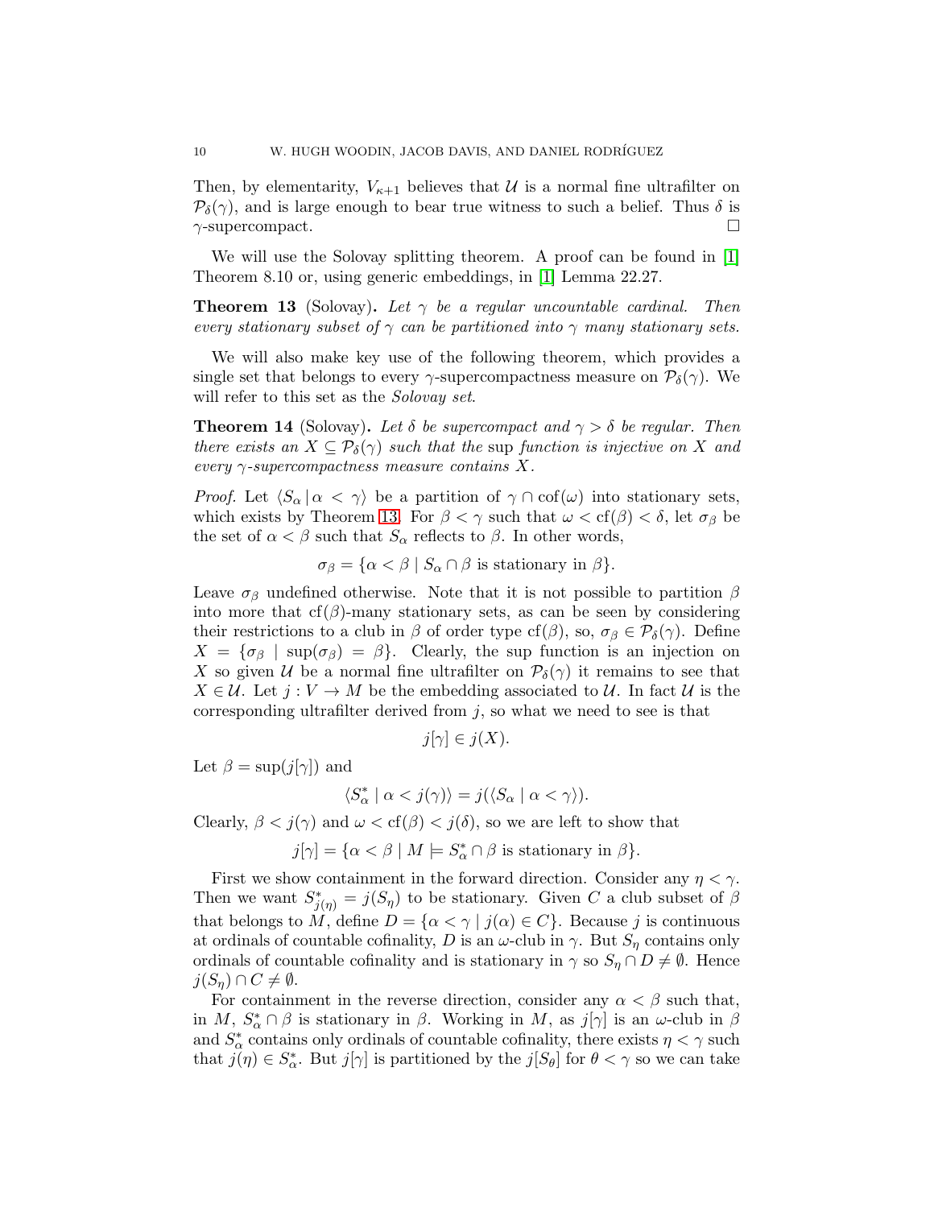Then, by elementarity, $V_{\kappa+1}$ believes that $\mathcal{U}$ is a normal fine ultrafilter on $\mathcal{P}_\delta(\gamma)$, and is large enough to bear true witness to such a belief. Thus $\delta$ is $\gamma$-supercompact. $\square$

We will use the Solovay splitting theorem. A proof can be found in [1] Theorem 8.10 or, using generic embeddings, in [1] Lemma 22.27.

**Theorem 13** (Solovay)**.** *Let $\gamma$ be a regular uncountable cardinal. Then every stationary subset of $\gamma$ can be partitioned into $\gamma$ many stationary sets.*

We will also make key use of the following theorem, which provides a single set that belongs to every $\gamma$-supercompactness measure on $\mathcal{P}_\delta(\gamma)$. We will refer to this set as the *Solovay set*.

**Theorem 14** (Solovay)**.** *Let $\delta$ be supercompact and $\gamma > \delta$ be regular. Then there exists an $X \subseteq \mathcal{P}_\delta(\gamma)$ such that the* sup *function is injective on $X$ and every $\gamma$-supercompactness measure contains $X$.*

*Proof.* Let $\langle S_\alpha \,|\, \alpha < \gamma\rangle$ be a partition of $\gamma \cap \text{cof}(\omega)$ into stationary sets, which exists by Theorem 13. For $\beta < \gamma$ such that $\omega < \text{cf}(\beta) < \delta$, let $\sigma_\beta$ be the set of $\alpha < \beta$ such that $S_\alpha$ reflects to $\beta$. In other words,

$$\sigma_\beta = \{\alpha < \beta \mid S_\alpha \cap \beta \text{ is stationary in } \beta\}.$$

Leave $\sigma_\beta$ undefined otherwise. Note that it is not possible to partition $\beta$ into more that $\text{cf}(\beta)$-many stationary sets, as can be seen by considering their restrictions to a club in $\beta$ of order type $\text{cf}(\beta)$, so, $\sigma_\beta \in \mathcal{P}_\delta(\gamma)$. Define $X = \{\sigma_\beta \mid \sup(\sigma_\beta) = \beta\}$. Clearly, the sup function is an injection on $X$ so given $\mathcal{U}$ be a normal fine ultrafilter on $\mathcal{P}_\delta(\gamma)$ it remains to see that $X \in \mathcal{U}$. Let $j : V \to M$ be the embedding associated to $\mathcal{U}$. In fact $\mathcal{U}$ is the corresponding ultrafilter derived from $j$, so what we need to see is that

$$j[\gamma] \in j(X).$$

Let $\beta = \sup(j[\gamma])$ and

$$\langle S^*_\alpha \mid \alpha < j(\gamma)\rangle = j(\langle S_\alpha \mid \alpha < \gamma\rangle).$$

Clearly, $\beta < j(\gamma)$ and $\omega < \text{cf}(\beta) < j(\delta)$, so we are left to show that

$$j[\gamma] = \{\alpha < \beta \mid M \models S^*_\alpha \cap \beta \text{ is stationary in } \beta\}.$$

First we show containment in the forward direction. Consider any $\eta < \gamma$. Then we want $S^*_{j(\eta)} = j(S_\eta)$ to be stationary. Given $C$ a club subset of $\beta$ that belongs to $M$, define $D = \{\alpha < \gamma \mid j(\alpha) \in C\}$. Because $j$ is continuous at ordinals of countable cofinality, $D$ is an $\omega$-club in $\gamma$. But $S_\eta$ contains only ordinals of countable cofinality and is stationary in $\gamma$ so $S_\eta \cap D \neq \emptyset$. Hence $j(S_\eta) \cap C \neq \emptyset$.

For containment in the reverse direction, consider any $\alpha < \beta$ such that, in $M$, $S^*_\alpha \cap \beta$ is stationary in $\beta$. Working in $M$, as $j[\gamma]$ is an $\omega$-club in $\beta$ and $S^*_\alpha$ contains only ordinals of countable cofinality, there exists $\eta < \gamma$ such that $j(\eta) \in S^*_\alpha$. But $j[\gamma]$ is partitioned by the $j[S_\theta]$ for $\theta < \gamma$ so we can take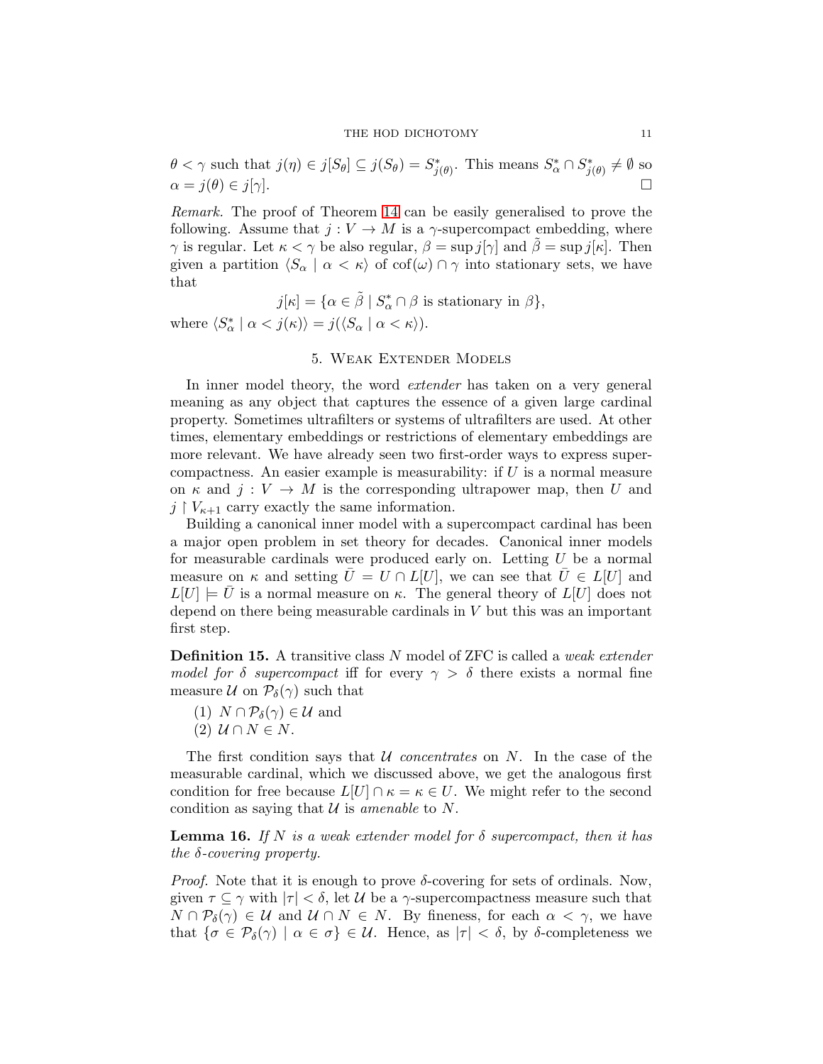$\theta < \gamma$ such that $j(\eta) \in j[S_\theta] \subseteq j(S_\theta) = S^*_{j(\theta)}$. This means $S^*_\alpha \cap S^*_{j(\theta)} \neq \emptyset$ so $\alpha = j(\theta) \in j[\gamma]$. $\square$

*Remark.* The proof of Theorem 14 can be easily generalised to prove the following. Assume that $j : V \to M$ is a $\gamma$-supercompact embedding, where $\gamma$ is regular. Let $\kappa < \gamma$ be also regular, $\beta = \sup j[\gamma]$ and $\tilde{\beta} = \sup j[\kappa]$. Then given a partition $\langle S_\alpha \mid \alpha < \kappa \rangle$ of $\mathrm{cof}(\omega) \cap \gamma$ into stationary sets, we have that

$$j[\kappa] = \{\alpha \in \tilde{\beta} \mid S^*_\alpha \cap \beta \text{ is stationary in } \beta\},$$

where $\langle S^*_\alpha \mid \alpha < j(\kappa) \rangle = j(\langle S_\alpha \mid \alpha < \kappa \rangle)$.

## 5. Weak Extender Models

In inner model theory, the word *extender* has taken on a very general meaning as any object that captures the essence of a given large cardinal property. Sometimes ultrafilters or systems of ultrafilters are used. At other times, elementary embeddings or restrictions of elementary embeddings are more relevant. We have already seen two first-order ways to express supercompactness. An easier example is measurability: if $U$ is a normal measure on $\kappa$ and $j : V \to M$ is the corresponding ultrapower map, then $U$ and $j \restriction V_{\kappa+1}$ carry exactly the same information.

Building a canonical inner model with a supercompact cardinal has been a major open problem in set theory for decades. Canonical inner models for measurable cardinals were produced early on. Letting $U$ be a normal measure on $\kappa$ and setting $\bar{U} = U \cap L[U]$, we can see that $\bar{U} \in L[U]$ and $L[U] \models \bar{U}$ is a normal measure on $\kappa$. The general theory of $L[U]$ does not depend on there being measurable cardinals in $V$ but this was an important first step.

**Definition 15.** A transitive class $N$ model of ZFC is called a *weak extender model for $\delta$ supercompact* iff for every $\gamma > \delta$ there exists a normal fine measure $\mathcal{U}$ on $\mathcal{P}_\delta(\gamma)$ such that

(1) $N \cap \mathcal{P}_\delta(\gamma) \in \mathcal{U}$ and
(2) $\mathcal{U} \cap N \in N$.

The first condition says that $\mathcal{U}$ *concentrates* on $N$. In the case of the measurable cardinal, which we discussed above, we get the analogous first condition for free because $L[U] \cap \kappa = \kappa \in U$. We might refer to the second condition as saying that $\mathcal{U}$ is *amenable* to $N$.

**Lemma 16.** *If $N$ is a weak extender model for $\delta$ supercompact, then it has the $\delta$-covering property.*

*Proof.* Note that it is enough to prove $\delta$-covering for sets of ordinals. Now, given $\tau \subseteq \gamma$ with $|\tau| < \delta$, let $\mathcal{U}$ be a $\gamma$-supercompactness measure such that $N \cap \mathcal{P}_\delta(\gamma) \in \mathcal{U}$ and $\mathcal{U} \cap N \in N$. By fineness, for each $\alpha < \gamma$, we have that $\{\sigma \in \mathcal{P}_\delta(\gamma) \mid \alpha \in \sigma\} \in \mathcal{U}$. Hence, as $|\tau| < \delta$, by $\delta$-completeness we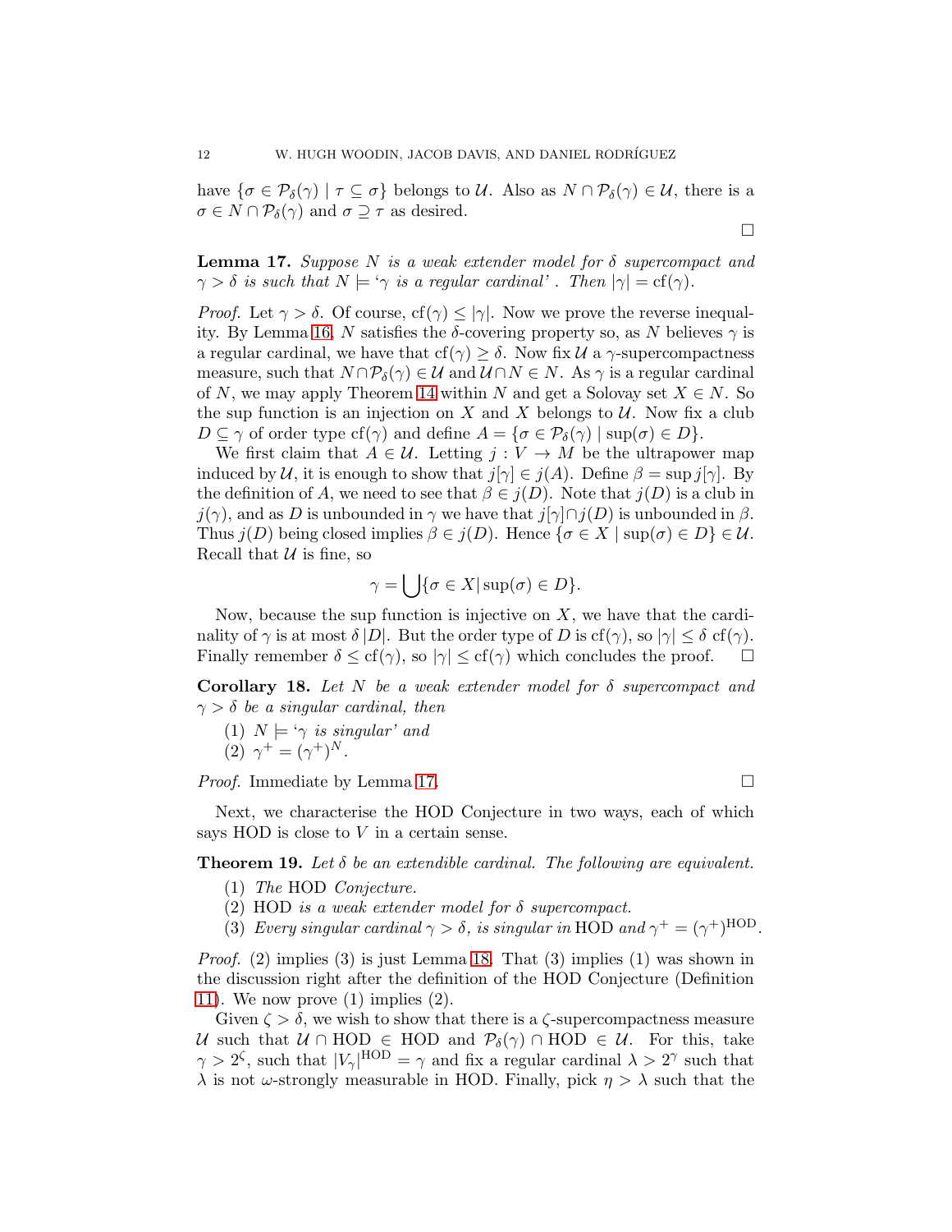have $\{\sigma \in \mathcal{P}_\delta(\gamma) \mid \tau \subseteq \sigma\}$ belongs to $\mathcal{U}$. Also as $N \cap \mathcal{P}_\delta(\gamma) \in \mathcal{U}$, there is a $\sigma \in N \cap \mathcal{P}_\delta(\gamma)$ and $\sigma \supseteq \tau$ as desired.

$\square$

**Lemma 17.** *Suppose $N$ is a weak extender model for $\delta$ supercompact and $\gamma > \delta$ is such that $N \models$ '$\gamma$ is a regular cardinal'. Then $|\gamma| = \mathrm{cf}(\gamma)$.*

*Proof.* Let $\gamma > \delta$. Of course, $\mathrm{cf}(\gamma) \leq |\gamma|$. Now we prove the reverse inequality. By Lemma 16, $N$ satisfies the $\delta$-covering property so, as $N$ believes $\gamma$ is a regular cardinal, we have that $\mathrm{cf}(\gamma) \geq \delta$. Now fix $\mathcal{U}$ a $\gamma$-supercompactness measure, such that $N \cap \mathcal{P}_\delta(\gamma) \in \mathcal{U}$ and $\mathcal{U} \cap N \in N$. As $\gamma$ is a regular cardinal of $N$, we may apply Theorem 14 within $N$ and get a Solovay set $X \in N$. So the sup function is an injection on $X$ and $X$ belongs to $\mathcal{U}$. Now fix a club $D \subseteq \gamma$ of order type $\mathrm{cf}(\gamma)$ and define $A = \{\sigma \in \mathcal{P}_\delta(\gamma) \mid \sup(\sigma) \in D\}$.

We first claim that $A \in \mathcal{U}$. Letting $j : V \to M$ be the ultrapower map induced by $\mathcal{U}$, it is enough to show that $j[\gamma] \in j(A)$. Define $\beta = \sup j[\gamma]$. By the definition of $A$, we need to see that $\beta \in j(D)$. Note that $j(D)$ is a club in $j(\gamma)$, and as $D$ is unbounded in $\gamma$ we have that $j[\gamma] \cap j(D)$ is unbounded in $\beta$. Thus $j(D)$ being closed implies $\beta \in j(D)$. Hence $\{\sigma \in X \mid \sup(\sigma) \in D\} \in \mathcal{U}$. Recall that $\mathcal{U}$ is fine, so

$$\gamma = \bigcup \{\sigma \in X \,|\, \sup(\sigma) \in D\}.$$

Now, because the sup function is injective on $X$, we have that the cardinality of $\gamma$ is at most $\delta\,|D|$. But the order type of $D$ is $\mathrm{cf}(\gamma)$, so $|\gamma| \leq \delta\ \mathrm{cf}(\gamma)$. Finally remember $\delta \leq \mathrm{cf}(\gamma)$, so $|\gamma| \leq \mathrm{cf}(\gamma)$ which concludes the proof. $\square$

**Corollary 18.** *Let $N$ be a weak extender model for $\delta$ supercompact and $\gamma > \delta$ be a singular cardinal, then*

1. *$N \models$ '$\gamma$ is singular' and*
2. *$\gamma^+ = (\gamma^+)^N$.*

*Proof.* Immediate by Lemma 17. $\square$

Next, we characterise the HOD Conjecture in two ways, each of which says HOD is close to $V$ in a certain sense.

**Theorem 19.** *Let $\delta$ be an extendible cardinal. The following are equivalent.*

1. *The* HOD *Conjecture.*
2. HOD *is a weak extender model for $\delta$ supercompact.*
3. *Every singular cardinal $\gamma > \delta$, is singular in* HOD *and $\gamma^+ = (\gamma^+)^{\mathrm{HOD}}$.*

*Proof.* (2) implies (3) is just Lemma 18. That (3) implies (1) was shown in the discussion right after the definition of the HOD Conjecture (Definition 11). We now prove (1) implies (2).

Given $\zeta > \delta$, we wish to show that there is a $\zeta$-supercompactness measure $\mathcal{U}$ such that $\mathcal{U} \cap \mathrm{HOD} \in \mathrm{HOD}$ and $\mathcal{P}_\delta(\gamma) \cap \mathrm{HOD} \in \mathcal{U}$. For this, take $\gamma > 2^\zeta$, such that $|V_\gamma|^{\mathrm{HOD}} = \gamma$ and fix a regular cardinal $\lambda > 2^\gamma$ such that $\lambda$ is not $\omega$-strongly measurable in HOD. Finally, pick $\eta > \lambda$ such that the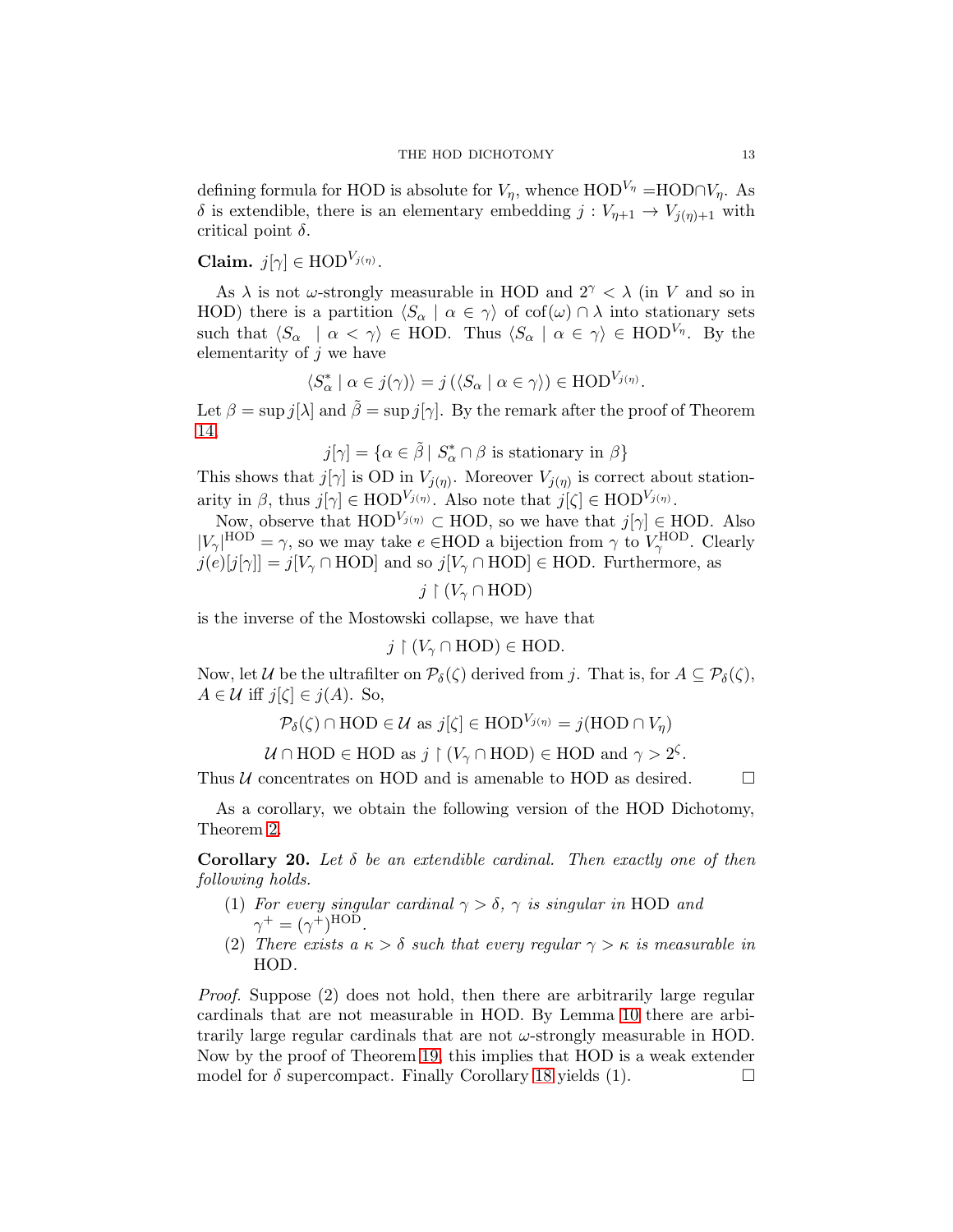defining formula for HOD is absolute for $V_\eta$, whence $\mathrm{HOD}^{V_\eta} = \mathrm{HOD} \cap V_\eta$. As $\delta$ is extendible, there is an elementary embedding $j : V_{\eta+1} \to V_{j(\eta)+1}$ with critical point $\delta$.

**Claim.** $j[\gamma] \in \mathrm{HOD}^{V_{j(\eta)}}$.

As $\lambda$ is not $\omega$-strongly measurable in HOD and $2^\gamma < \lambda$ (in $V$ and so in HOD) there is a partition $\langle S_\alpha \mid \alpha \in \gamma \rangle$ of $\mathrm{cof}(\omega) \cap \lambda$ into stationary sets such that $\langle S_\alpha \mid \alpha < \gamma \rangle \in \mathrm{HOD}$. Thus $\langle S_\alpha \mid \alpha \in \gamma \rangle \in \mathrm{HOD}^{V_\eta}$. By the elementarity of $j$ we have

$$\langle S^*_\alpha \mid \alpha \in j(\gamma) \rangle = j\left(\langle S_\alpha \mid \alpha \in \gamma \rangle\right) \in \mathrm{HOD}^{V_{j(\eta)}}.$$

Let $\beta = \sup j[\lambda]$ and $\tilde{\beta} = \sup j[\gamma]$. By the remark after the proof of Theorem 14,

$$j[\gamma] = \{\alpha \in \tilde{\beta} \mid S^*_\alpha \cap \beta \text{ is stationary in } \beta\}$$

This shows that $j[\gamma]$ is OD in $V_{j(\eta)}$. Moreover $V_{j(\eta)}$ is correct about stationarity in $\beta$, thus $j[\gamma] \in \mathrm{HOD}^{V_{j(\eta)}}$. Also note that $j[\zeta] \in \mathrm{HOD}^{V_{j(\eta)}}$.

Now, observe that $\mathrm{HOD}^{V_{j(\eta)}} \subset \mathrm{HOD}$, so we have that $j[\gamma] \in \mathrm{HOD}$. Also $|V_\gamma|^{\mathrm{HOD}} = \gamma$, so we may take $e \in \mathrm{HOD}$ a bijection from $\gamma$ to $V_\gamma^{\mathrm{HOD}}$. Clearly $j(e)[j[\gamma]] = j[V_\gamma \cap \mathrm{HOD}]$ and so $j[V_\gamma \cap \mathrm{HOD}] \in \mathrm{HOD}$. Furthermore, as

$$j \restriction (V_\gamma \cap \mathrm{HOD})$$

is the inverse of the Mostowski collapse, we have that

$$j \restriction (V_\gamma \cap \mathrm{HOD}) \in \mathrm{HOD}.$$

Now, let $\mathcal{U}$ be the ultrafilter on $\mathcal{P}_\delta(\zeta)$ derived from $j$. That is, for $A \subseteq \mathcal{P}_\delta(\zeta)$, $A \in \mathcal{U}$ iff $j[\zeta] \in j(A)$. So,

$$\mathcal{P}_\delta(\zeta) \cap \mathrm{HOD} \in \mathcal{U} \text{ as } j[\zeta] \in \mathrm{HOD}^{V_{j(\eta)}} = j(\mathrm{HOD} \cap V_\eta)$$

$$\mathcal{U} \cap \mathrm{HOD} \in \mathrm{HOD} \text{ as } j \restriction (V_\gamma \cap \mathrm{HOD}) \in \mathrm{HOD} \text{ and } \gamma > 2^\zeta.$$

Thus $\mathcal{U}$ concentrates on HOD and is amenable to HOD as desired. □

As a corollary, we obtain the following version of the HOD Dichotomy, Theorem 2.

**Corollary 20.** *Let $\delta$ be an extendible cardinal. Then exactly one of then following holds.*

1. *For every singular cardinal $\gamma > \delta$, $\gamma$ is singular in* HOD *and $\gamma^+ = (\gamma^+)^{\mathrm{HOD}}$.*
2. *There exists a $\kappa > \delta$ such that every regular $\gamma > \kappa$ is measurable in* HOD.

*Proof.* Suppose (2) does not hold, then there are arbitrarily large regular cardinals that are not measurable in HOD. By Lemma 10 there are arbitrarily large regular cardinals that are not $\omega$-strongly measurable in HOD. Now by the proof of Theorem 19, this implies that HOD is a weak extender model for $\delta$ supercompact. Finally Corollary 18 yields (1). □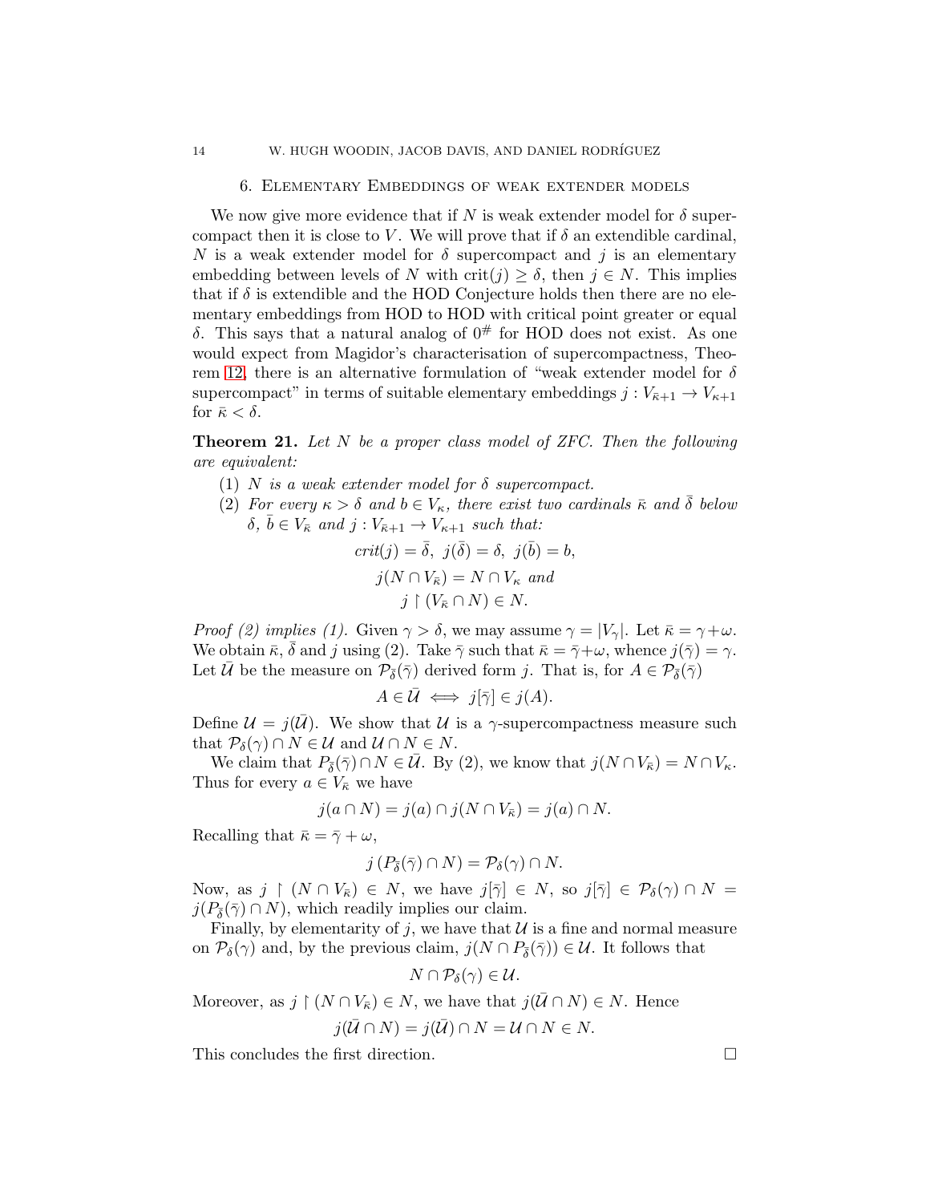## 6. Elementary Embeddings of weak extender models

We now give more evidence that if $N$ is weak extender model for $\delta$ supercompact then it is close to $V$. We will prove that if $\delta$ an extendible cardinal, $N$ is a weak extender model for $\delta$ supercompact and $j$ is an elementary embedding between levels of $N$ with $\mathrm{crit}(j) \geq \delta$, then $j \in N$. This implies that if $\delta$ is extendible and the HOD Conjecture holds then there are no elementary embeddings from HOD to HOD with critical point greater or equal $\delta$. This says that a natural analog of $0^{\#}$ for HOD does not exist. As one would expect from Magidor's characterisation of supercompactness, Theorem 12, there is an alternative formulation of "weak extender model for $\delta$ supercompact" in terms of suitable elementary embeddings $j : V_{\bar{\kappa}+1} \to V_{\kappa+1}$ for $\bar{\kappa} < \delta$.

**Theorem 21.** *Let $N$ be a proper class model of ZFC. Then the following are equivalent:*

1. *$N$ is a weak extender model for $\delta$ supercompact.*
2. *For every $\kappa > \delta$ and $b \in V_\kappa$, there exist two cardinals $\bar{\kappa}$ and $\bar{\delta}$ below $\delta$, $\bar{b} \in V_{\bar{\kappa}}$ and $j : V_{\bar{\kappa}+1} \to V_{\kappa+1}$ such that:*

$$crit(j) = \bar{\delta},\ j(\bar{\delta}) = \delta,\ j(\bar{b}) = b,$$
$$j(N \cap V_{\bar{\kappa}}) = N \cap V_\kappa \text{ and}$$
$$j \restriction (V_{\bar{\kappa}} \cap N) \in N.$$

*Proof (2) implies (1).* Given $\gamma > \delta$, we may assume $\gamma = |V_\gamma|$. Let $\bar{\kappa} = \gamma + \omega$. We obtain $\bar{\kappa}$, $\bar{\delta}$ and $j$ using (2). Take $\bar{\gamma}$ such that $\bar{\kappa} = \bar{\gamma} + \omega$, whence $j(\bar{\gamma}) = \gamma$. Let $\bar{\mathcal{U}}$ be the measure on $\mathcal{P}_{\bar{\delta}}(\bar{\gamma})$ derived form $j$. That is, for $A \in \mathcal{P}_{\bar{\delta}}(\bar{\gamma})$

$$A \in \bar{\mathcal{U}} \iff j[\bar{\gamma}] \in j(A).$$

Define $\mathcal{U} = j(\bar{\mathcal{U}})$. We show that $\mathcal{U}$ is a $\gamma$-supercompactness measure such that $\mathcal{P}_\delta(\gamma) \cap N \in \mathcal{U}$ and $\mathcal{U} \cap N \in N$.

We claim that $P_{\bar{\delta}}(\bar{\gamma}) \cap N \in \bar{\mathcal{U}}$. By (2), we know that $j(N \cap V_{\bar{\kappa}}) = N \cap V_\kappa$. Thus for every $a \in V_{\bar{\kappa}}$ we have

$$j(a \cap N) = j(a) \cap j(N \cap V_{\bar{\kappa}}) = j(a) \cap N.$$

Recalling that $\bar{\kappa} = \bar{\gamma} + \omega$,

$$j\left(P_{\bar{\delta}}(\bar{\gamma}) \cap N\right) = \mathcal{P}_\delta(\gamma) \cap N.$$

Now, as $j \restriction (N \cap V_{\bar{\kappa}}) \in N$, we have $j[\bar{\gamma}] \in N$, so $j[\bar{\gamma}] \in \mathcal{P}_\delta(\gamma) \cap N = j(P_{\bar{\delta}}(\bar{\gamma}) \cap N)$, which readily implies our claim.

Finally, by elementarity of $j$, we have that $\mathcal{U}$ is a fine and normal measure on $\mathcal{P}_\delta(\gamma)$ and, by the previous claim, $j(N \cap P_{\bar{\delta}}(\bar{\gamma})) \in \mathcal{U}$. It follows that

$$N \cap \mathcal{P}_\delta(\gamma) \in \mathcal{U}.$$

Moreover, as $j \restriction (N \cap V_{\bar{\kappa}}) \in N$, we have that $j(\bar{\mathcal{U}} \cap N) \in N$. Hence

$$j(\bar{\mathcal{U}} \cap N) = j(\bar{\mathcal{U}}) \cap N = \mathcal{U} \cap N \in N.$$

This concludes the first direction. □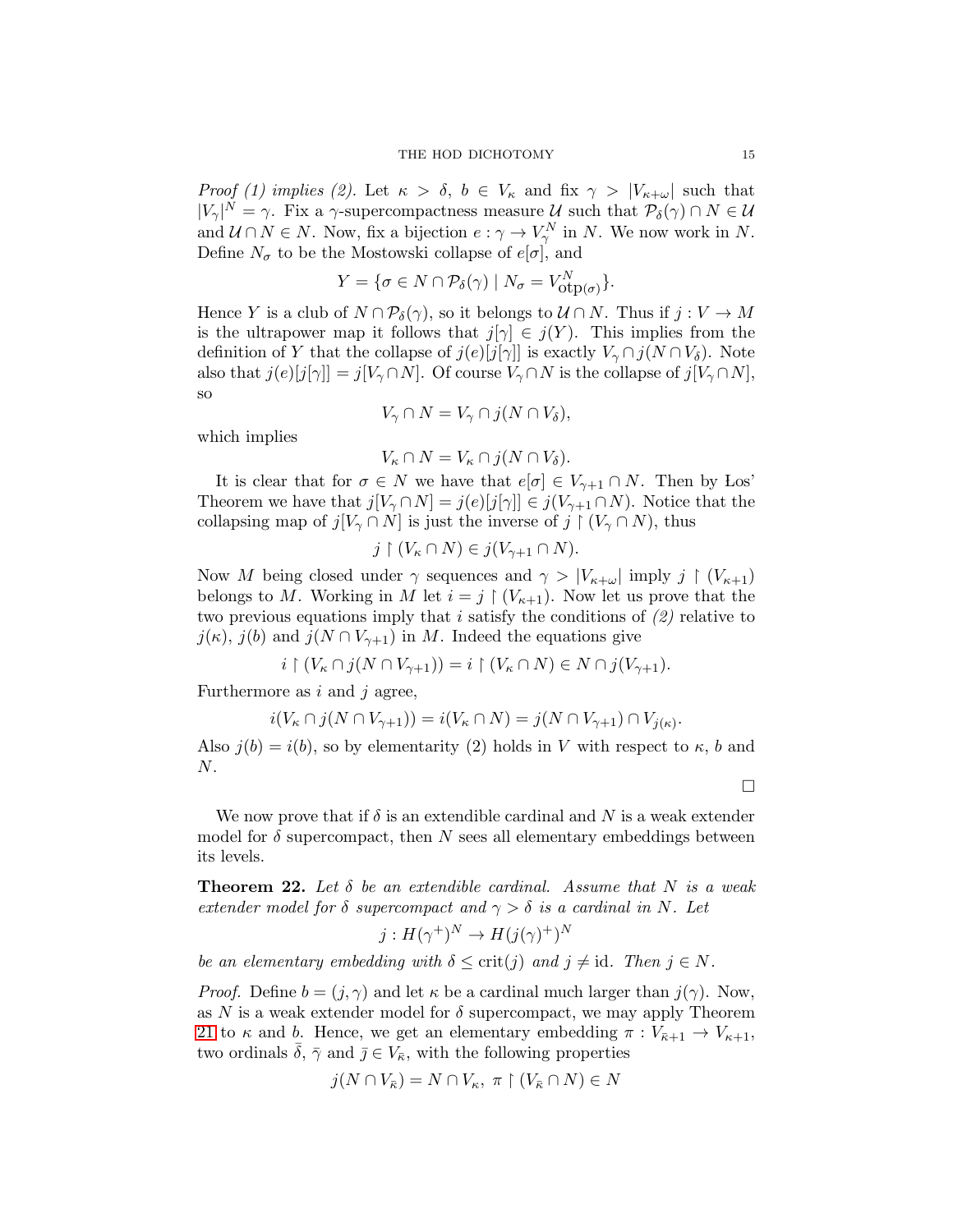*Proof (1) implies (2).* Let $\kappa > \delta$, $b \in V_\kappa$ and fix $\gamma > |V_{\kappa+\omega}|$ such that $|V_\gamma|^N = \gamma$. Fix a $\gamma$-supercompactness measure $\mathcal{U}$ such that $\mathcal{P}_\delta(\gamma) \cap N \in \mathcal{U}$ and $\mathcal{U} \cap N \in N$. Now, fix a bijection $e : \gamma \to V_\gamma^N$ in $N$. We now work in $N$. Define $N_\sigma$ to be the Mostowski collapse of $e[\sigma]$, and

$$Y = \{\sigma \in N \cap \mathcal{P}_\delta(\gamma) \mid N_\sigma = V^N_{\text{otp}(\sigma)}\}.$$

Hence $Y$ is a club of $N \cap \mathcal{P}_\delta(\gamma)$, so it belongs to $\mathcal{U} \cap N$. Thus if $j : V \to M$ is the ultrapower map it follows that $j[\gamma] \in j(Y)$. This implies from the definition of $Y$ that the collapse of $j(e)[j[\gamma]]$ is exactly $V_\gamma \cap j(N \cap V_\delta)$. Note also that $j(e)[j[\gamma]] = j[V_\gamma \cap N]$. Of course $V_\gamma \cap N$ is the collapse of $j[V_\gamma \cap N]$, so

$$V_\gamma \cap N = V_\gamma \cap j(N \cap V_\delta),$$

which implies

$$V_\kappa \cap N = V_\kappa \cap j(N \cap V_\delta).$$

It is clear that for $\sigma \in N$ we have that $e[\sigma] \in V_{\gamma+1} \cap N$. Then by Łos' Theorem we have that $j[V_\gamma \cap N] = j(e)[j[\gamma]] \in j(V_{\gamma+1} \cap N)$. Notice that the collapsing map of $j[V_\gamma \cap N]$ is just the inverse of $j \restriction (V_\gamma \cap N)$, thus

$$j \restriction (V_\kappa \cap N) \in j(V_{\gamma+1} \cap N).$$

Now $M$ being closed under $\gamma$ sequences and $\gamma > |V_{\kappa+\omega}|$ imply $j \restriction (V_{\kappa+1})$ belongs to $M$. Working in $M$ let $i = j \restriction (V_{\kappa+1})$. Now let us prove that the two previous equations imply that $i$ satisfy the conditions of *(2)* relative to $j(\kappa)$, $j(b)$ and $j(N \cap V_{\gamma+1})$ in $M$. Indeed the equations give

$$i \restriction (V_\kappa \cap j(N \cap V_{\gamma+1})) = i \restriction (V_\kappa \cap N) \in N \cap j(V_{\gamma+1}).$$

Furthermore as $i$ and $j$ agree,

$$i(V_\kappa \cap j(N \cap V_{\gamma+1})) = i(V_\kappa \cap N) = j(N \cap V_{\gamma+1}) \cap V_{j(\kappa)}.$$

Also $j(b) = i(b)$, so by elementarity (2) holds in $V$ with respect to $\kappa$, $b$ and $N$.

□

We now prove that if $\delta$ is an extendible cardinal and $N$ is a weak extender model for $\delta$ supercompact, then $N$ sees all elementary embeddings between its levels.

**Theorem 22.** *Let $\delta$ be an extendible cardinal. Assume that $N$ is a weak extender model for $\delta$ supercompact and $\gamma > \delta$ is a cardinal in $N$. Let*

$$j : H(\gamma^+)^N \to H(j(\gamma)^+)^N$$

*be an elementary embedding with $\delta \leq \text{crit}(j)$ and $j \neq \text{id}$. Then $j \in N$.*

*Proof.* Define $b = (j, \gamma)$ and let $\kappa$ be a cardinal much larger than $j(\gamma)$. Now, as $N$ is a weak extender model for $\delta$ supercompact, we may apply Theorem 21 to $\kappa$ and $b$. Hence, we get an elementary embedding $\pi : V_{\bar{\kappa}+1} \to V_{\kappa+1}$, two ordinals $\bar{\delta}$, $\bar{\gamma}$ and $\bar{j} \in V_{\bar{\kappa}}$, with the following properties

$$j(N \cap V_{\bar{\kappa}}) = N \cap V_\kappa, \ \pi \restriction (V_{\bar{\kappa}} \cap N) \in N$$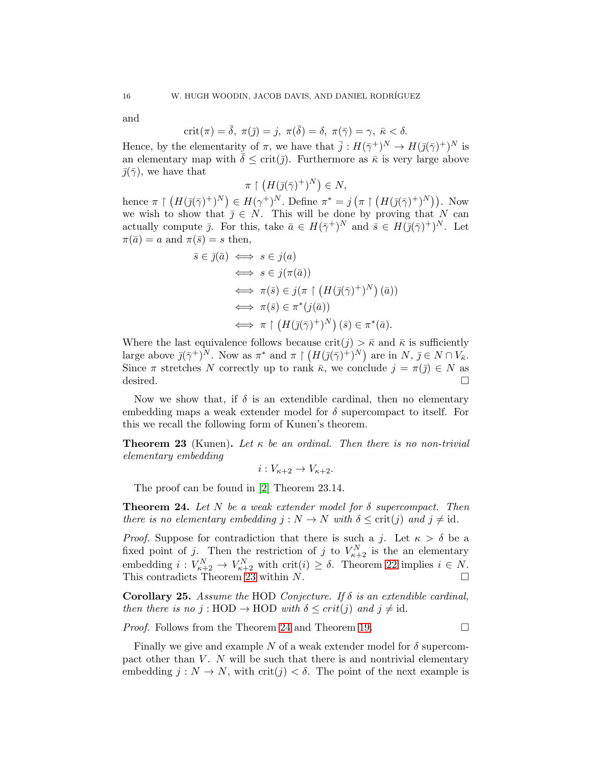and

$$\operatorname{crit}(\pi) = \bar{\delta},\ \pi(\bar{j}) = j,\ \pi(\bar{\delta}) = \delta,\ \pi(\bar{\gamma}) = \gamma,\ \bar{\kappa} < \delta.$$

Hence, by the elementarity of $\pi$, we have that $\bar{j} : H(\bar{\gamma}^+)^N \to H(\bar{j}(\bar{\gamma})^+)^N$ is an elementary map with $\bar{\delta} \leq \operatorname{crit}(\bar{j})$. Furthermore as $\bar{\kappa}$ is very large above $\bar{j}(\bar{\gamma})$, we have that

$$\pi \restriction \left(H(\bar{j}(\bar{\gamma})^+)^N\right) \in N,$$

hence $\pi \restriction \left(H(\bar{j}(\bar{\gamma})^+)^N\right) \in H(\gamma^+)^N$. Define $\pi^* = j\left(\pi \restriction \left(H(\bar{j}(\bar{\gamma})^+)^N\right)\right)$. Now we wish to show that $\bar{j} \in N$. This will be done by proving that $N$ can actually compute $\bar{j}$. For this, take $\bar{a} \in H(\bar{\gamma}^+)^N$ and $\bar{s} \in H(\bar{j}(\bar{\gamma})^+)^N$. Let $\pi(\bar{a}) = a$ and $\pi(\bar{s}) = s$ then,

$$\begin{aligned}
\bar{s} \in \bar{j}(\bar{a}) &\iff s \in j(a) \\
&\iff s \in j(\pi(\bar{a})) \\
&\iff \pi(\bar{s}) \in j(\pi \restriction \left(H(\bar{j}(\bar{\gamma})^+)^N\right)(\bar{a})) \\
&\iff \pi(\bar{s}) \in \pi^*(j(\bar{a})) \\
&\iff \pi \restriction \left(H(\bar{j}(\bar{\gamma})^+)^N\right)(\bar{s}) \in \pi^*(\bar{a}).
\end{aligned}$$

Where the last equivalence follows because $\operatorname{crit}(j) > \bar{\kappa}$ and $\bar{\kappa}$ is sufficiently large above $\bar{j}(\bar{\gamma}^+)^N$. Now as $\pi^*$ and $\pi \restriction \left(H(\bar{j}(\bar{\gamma})^+)^N\right)$ are in $N$, $\bar{j} \in N \cap V_{\bar{\kappa}}$. Since $\pi$ stretches $N$ correctly up to rank $\bar{\kappa}$, we conclude $j = \pi(\bar{j}) \in N$ as desired. □

Now we show that, if $\delta$ is an extendible cardinal, then no elementary embedding maps a weak extender model for $\delta$ supercompact to itself. For this we recall the following form of Kunen's theorem.

**Theorem 23** (Kunen)**.** *Let $\kappa$ be an ordinal. Then there is no non-trivial elementary embedding*

$$i : V_{\kappa+2} \to V_{\kappa+2}.$$

The proof can be found in [2] Theorem 23.14.

**Theorem 24.** *Let $N$ be a weak extender model for $\delta$ supercompact. Then there is no elementary embedding $j : N \to N$ with $\delta \leq \operatorname{crit}(j)$ and $j \neq \operatorname{id}$.*

*Proof.* Suppose for contradiction that there is such a $j$. Let $\kappa > \delta$ be a fixed point of $j$. Then the restriction of $j$ to $V^N_{\kappa+2}$ is the an elementary embedding $i : V^N_{\kappa+2} \to V^N_{\kappa+2}$ with $\operatorname{crit}(i) \geq \delta$. Theorem 22 implies $i \in N$. This contradicts Theorem 23 within $N$. □

**Corollary 25.** *Assume the* HOD *Conjecture. If $\delta$ is an extendible cardinal, then there is no $j : \mathrm{HOD} \to \mathrm{HOD}$ with $\delta \leq crit(j)$ and $j \neq \operatorname{id}$.*

*Proof.* Follows from the Theorem 24 and Theorem 19. □

Finally we give and example $N$ of a weak extender model for $\delta$ supercompact other than $V$. $N$ will be such that there is and nontrivial elementary embedding $j : N \to N$, with $\operatorname{crit}(j) < \delta$. The point of the next example is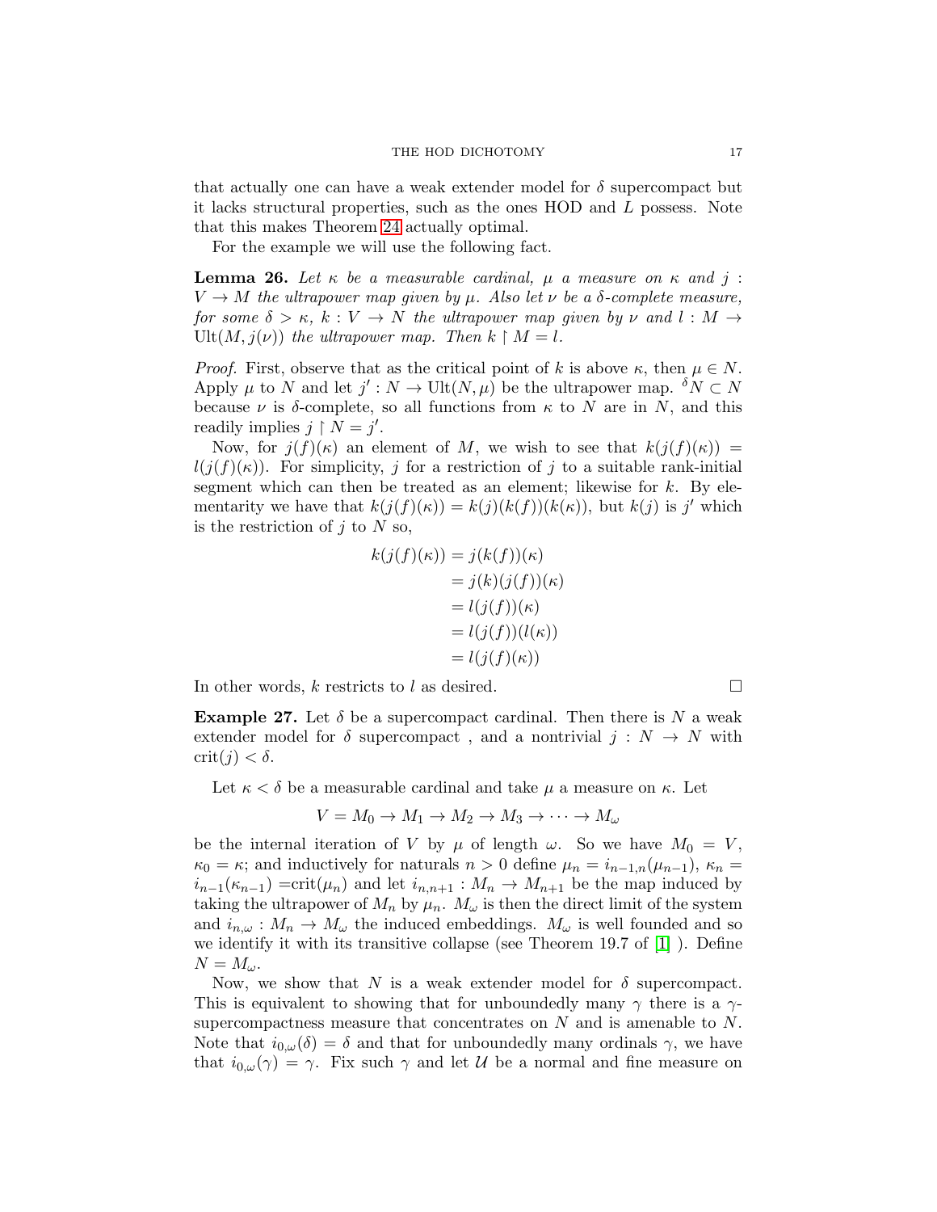that actually one can have a weak extender model for $\delta$ supercompact but it lacks structural properties, such as the ones HOD and $L$ possess. Note that this makes Theorem 24 actually optimal.

For the example we will use the following fact.

**Lemma 26.** *Let $\kappa$ be a measurable cardinal, $\mu$ a measure on $\kappa$ and $j : V \to M$ the ultrapower map given by $\mu$. Also let $\nu$ be a $\delta$-complete measure, for some $\delta > \kappa$, $k : V \to N$ the ultrapower map given by $\nu$ and $l : M \to \mathrm{Ult}(M, j(\nu))$ the ultrapower map. Then $k \restriction M = l$.*

*Proof.* First, observe that as the critical point of $k$ is above $\kappa$, then $\mu \in N$. Apply $\mu$ to $N$ and let $j' : N \to \mathrm{Ult}(N, \mu)$ be the ultrapower map. ${}^{\delta}N \subset N$ because $\nu$ is $\delta$-complete, so all functions from $\kappa$ to $N$ are in $N$, and this readily implies $j \restriction N = j'$.

Now, for $j(f)(\kappa)$ an element of $M$, we wish to see that $k(j(f)(\kappa)) = l(j(f)(\kappa))$. For simplicity, $j$ for a restriction of $j$ to a suitable rank-initial segment which can then be treated as an element; likewise for $k$. By elementarity we have that $k(j(f)(\kappa)) = k(j)(k(f))(k(\kappa))$, but $k(j)$ is $j'$ which is the restriction of $j$ to $N$ so,

$$
\begin{aligned}
k(j(f)(\kappa)) &= j(k(f))(\kappa) \\
&= j(k)(j(f))(\kappa) \\
&= l(j(f))(\kappa) \\
&= l(j(f))(l(\kappa)) \\
&= l(j(f)(\kappa))
\end{aligned}
$$

In other words, $k$ restricts to $l$ as desired. $\square$

**Example 27.** Let $\delta$ be a supercompact cardinal. Then there is $N$ a weak extender model for $\delta$ supercompact , and a nontrivial $j : N \to N$ with $\mathrm{crit}(j) < \delta$.

Let $\kappa < \delta$ be a measurable cardinal and take $\mu$ a measure on $\kappa$. Let

$$V = M_0 \to M_1 \to M_2 \to M_3 \to \cdots \to M_\omega$$

be the internal iteration of $V$ by $\mu$ of length $\omega$. So we have $M_0 = V$, $\kappa_0 = \kappa$; and inductively for naturals $n > 0$ define $\mu_n = i_{n-1,n}(\mu_{n-1})$, $\kappa_n = i_{n-1}(\kappa_{n-1})$ $=\mathrm{crit}(\mu_n)$ and let $i_{n,n+1} : M_n \to M_{n+1}$ be the map induced by taking the ultrapower of $M_n$ by $\mu_n$. $M_\omega$ is then the direct limit of the system and $i_{n,\omega} : M_n \to M_\omega$ the induced embeddings. $M_\omega$ is well founded and so we identify it with its transitive collapse (see Theorem 19.7 of [1] ). Define $N = M_\omega$.

Now, we show that $N$ is a weak extender model for $\delta$ supercompact. This is equivalent to showing that for unboundedly many $\gamma$ there is a $\gamma$-supercompactness measure that concentrates on $N$ and is amenable to $N$. Note that $i_{0,\omega}(\delta) = \delta$ and that for unboundedly many ordinals $\gamma$, we have that $i_{0,\omega}(\gamma) = \gamma$. Fix such $\gamma$ and let $\mathcal{U}$ be a normal and fine measure on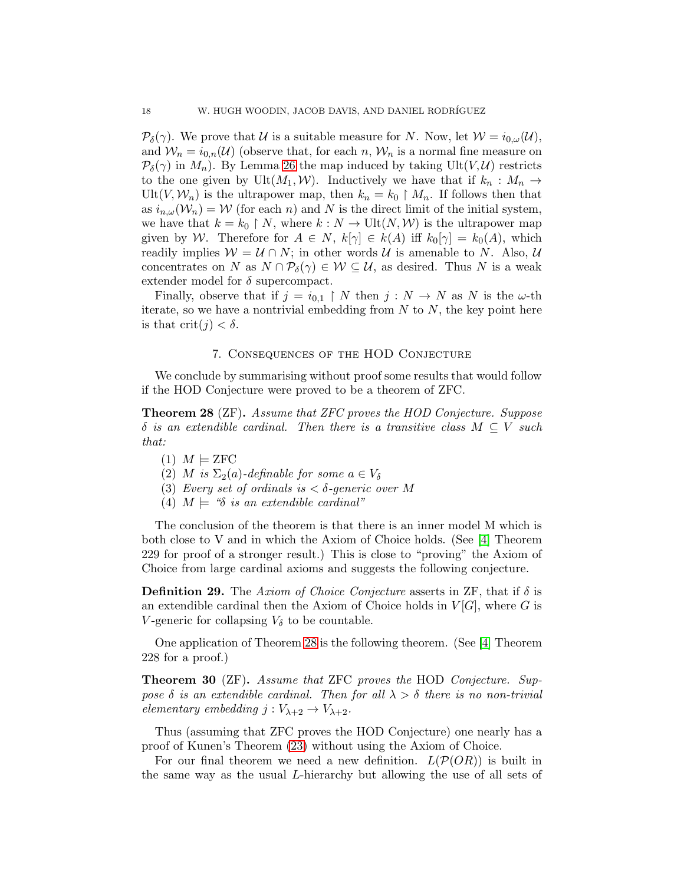$\mathcal{P}_\delta(\gamma)$. We prove that $\mathcal{U}$ is a suitable measure for $N$. Now, let $\mathcal{W} = i_{0,\omega}(\mathcal{U})$, and $\mathcal{W}_n = i_{0,n}(\mathcal{U})$ (observe that, for each $n$, $\mathcal{W}_n$ is a normal fine measure on $\mathcal{P}_\delta(\gamma)$ in $M_n$). By Lemma 26 the map induced by taking $\mathrm{Ult}(V, \mathcal{U})$ restricts to the one given by $\mathrm{Ult}(M_1, \mathcal{W})$. Inductively we have that if $k_n : M_n \to \mathrm{Ult}(V, \mathcal{W}_n)$ is the ultrapower map, then $k_n = k_0 \restriction M_n$. If follows then that as $i_{n,\omega}(\mathcal{W}_n) = \mathcal{W}$ (for each $n$) and $N$ is the direct limit of the initial system, we have that $k = k_0 \restriction N$, where $k : N \to \mathrm{Ult}(N, \mathcal{W})$ is the ultrapower map given by $\mathcal{W}$. Therefore for $A \in N$, $k[\gamma] \in k(A)$ iff $k_0[\gamma] = k_0(A)$, which readily implies $\mathcal{W} = \mathcal{U} \cap N$; in other words $\mathcal{U}$ is amenable to $N$. Also, $\mathcal{U}$ concentrates on $N$ as $N \cap \mathcal{P}_\delta(\gamma) \in \mathcal{W} \subseteq \mathcal{U}$, as desired. Thus $N$ is a weak extender model for $\delta$ supercompact.

Finally, observe that if $j = i_{0,1} \restriction N$ then $j : N \to N$ as $N$ is the $\omega$-th iterate, so we have a nontrivial embedding from $N$ to $N$, the key point here is that $\mathrm{crit}(j) < \delta$.

## 7. Consequences of the HOD Conjecture

We conclude by summarising without proof some results that would follow if the HOD Conjecture were proved to be a theorem of ZFC.

**Theorem 28** (ZF)**.** *Assume that ZFC proves the HOD Conjecture. Suppose $\delta$ is an extendible cardinal. Then there is a transitive class $M \subseteq V$ such that:*

1. *$M \models \mathrm{ZFC}$*
2. *$M$ is $\Sigma_2(a)$-definable for some $a \in V_\delta$*
3. *Every set of ordinals is $< \delta$-generic over $M$*
4. *$M \models$ "$\delta$ is an extendible cardinal"*

The conclusion of the theorem is that there is an inner model M which is both close to V and in which the Axiom of Choice holds. (See [4] Theorem 229 for proof of a stronger result.) This is close to "proving" the Axiom of Choice from large cardinal axioms and suggests the following conjecture.

**Definition 29.** The *Axiom of Choice Conjecture* asserts in ZF, that if $\delta$ is an extendible cardinal then the Axiom of Choice holds in $V[G]$, where $G$ is $V$-generic for collapsing $V_\delta$ to be countable.

One application of Theorem 28 is the following theorem. (See [4] Theorem 228 for a proof.)

**Theorem 30** (ZF)**.** *Assume that* ZFC *proves the* HOD *Conjecture. Suppose $\delta$ is an extendible cardinal. Then for all $\lambda > \delta$ there is no non-trivial elementary embedding $j : V_{\lambda+2} \to V_{\lambda+2}$.*

Thus (assuming that ZFC proves the HOD Conjecture) one nearly has a proof of Kunen's Theorem (23) without using the Axiom of Choice.

For our final theorem we need a new definition. $L(\mathcal{P}(OR))$ is built in the same way as the usual $L$-hierarchy but allowing the use of all sets of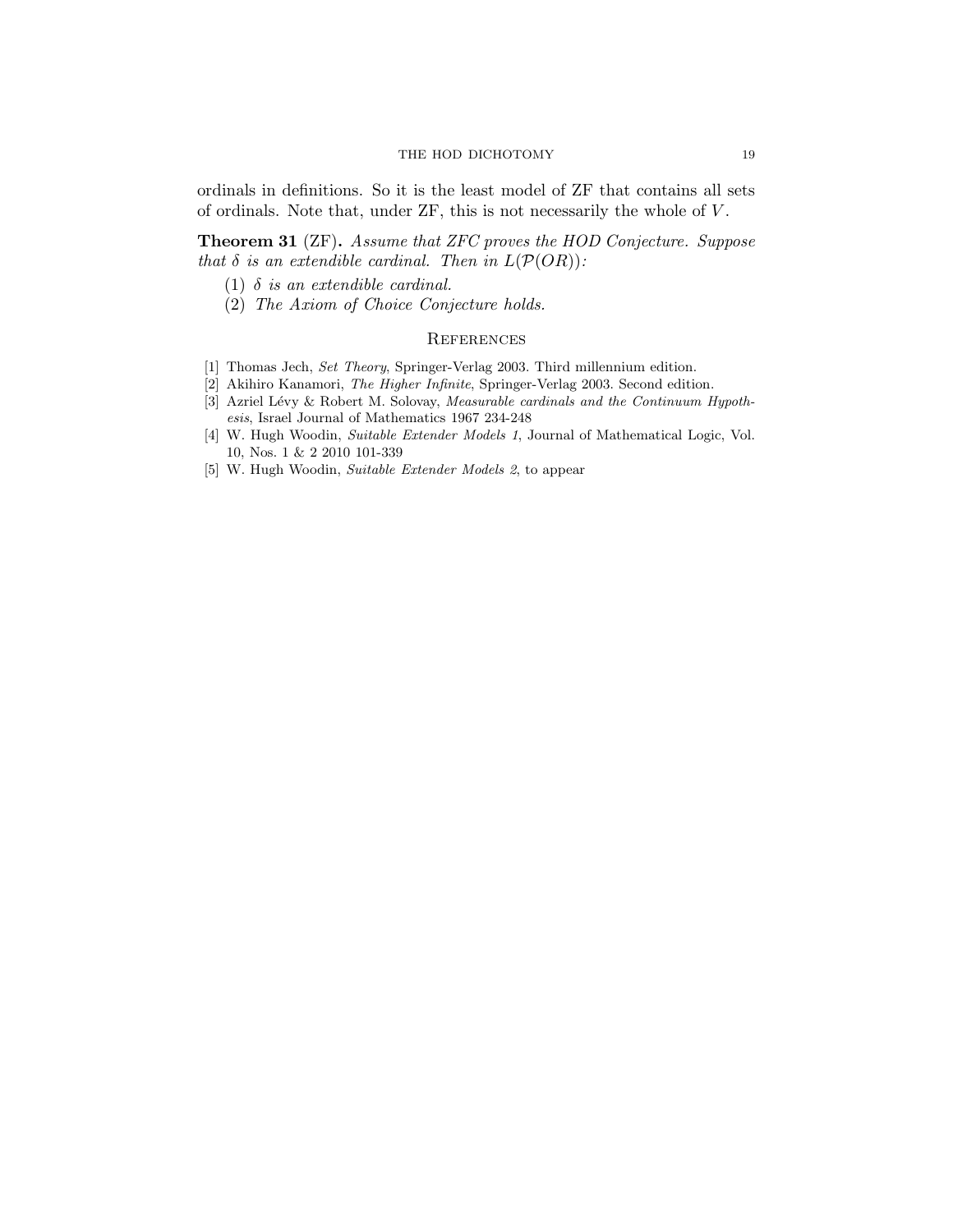ordinals in definitions. So it is the least model of ZF that contains all sets of ordinals. Note that, under ZF, this is not necessarily the whole of $V$.

**Theorem 31** (ZF)**.** *Assume that ZFC proves the HOD Conjecture. Suppose that $\delta$ is an extendible cardinal. Then in $L(\mathcal{P}(OR))$:*

1. *$\delta$ is an extendible cardinal.*
2. *The Axiom of Choice Conjecture holds.*

## References

[1] Thomas Jech, *Set Theory*, Springer-Verlag 2003. Third millennium edition.

[2] Akihiro Kanamori, *The Higher Infinite*, Springer-Verlag 2003. Second edition.

[3] Azriel Lévy & Robert M. Solovay, *Measurable cardinals and the Continuum Hypothesis*, Israel Journal of Mathematics 1967 234-248

[4] W. Hugh Woodin, *Suitable Extender Models 1*, Journal of Mathematical Logic, Vol. 10, Nos. 1 & 2 2010 101-339

[5] W. Hugh Woodin, *Suitable Extender Models 2*, to appear